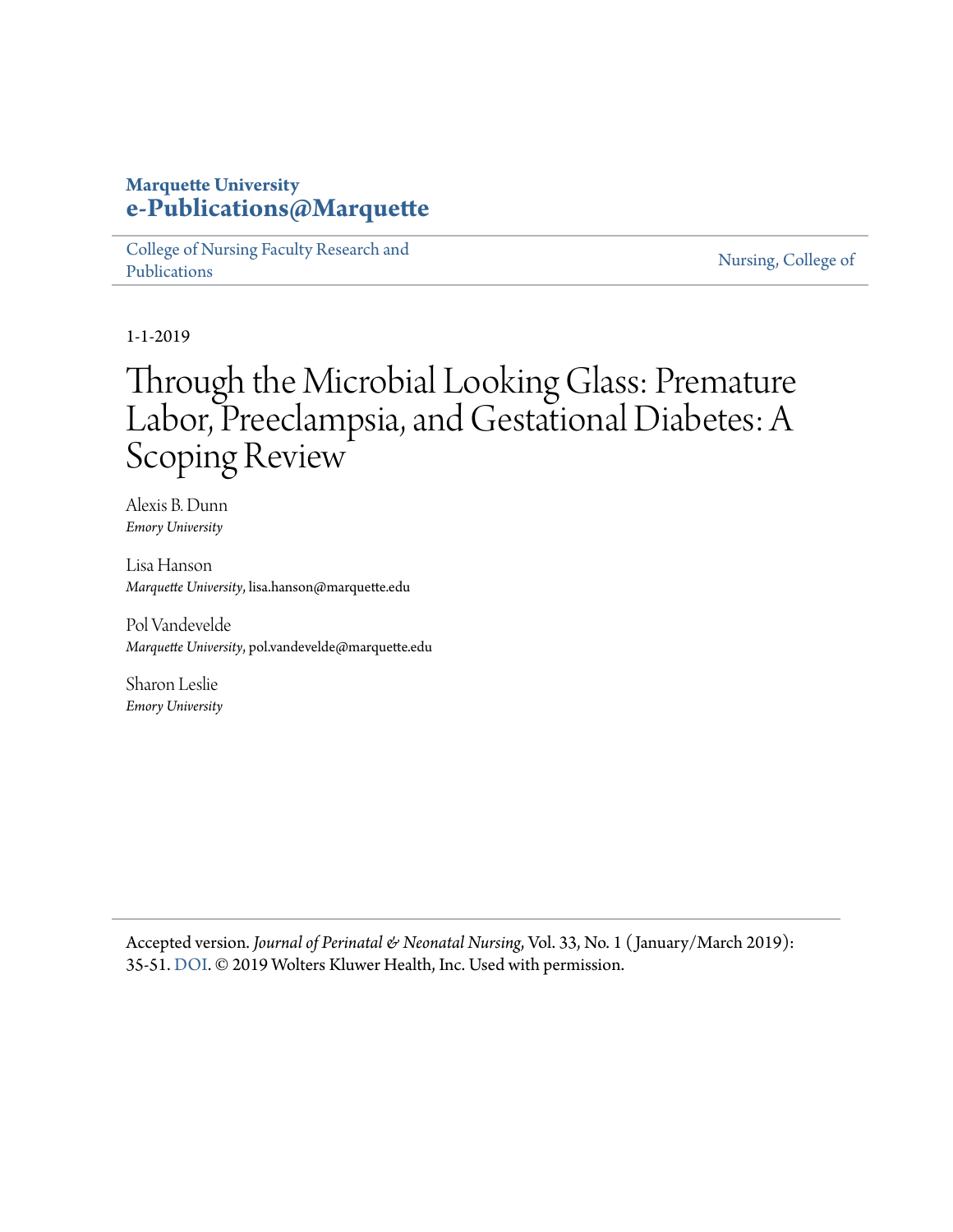**Marquette University**
**e-Publications@Marquette**

College of Nursing Faculty Research and Publications

Nursing, College of

1-1-2019

# Through the Microbial Looking Glass: Premature Labor, Preeclampsia, and Gestational Diabetes: A Scoping Review

Alexis B. Dunn
*Emory University*

Lisa Hanson
*Marquette University*, lisa.hanson@marquette.edu

Pol Vandevelde
*Marquette University*, pol.vandevelde@marquette.edu

Sharon Leslie
*Emory University*

Accepted version. *Journal of Perinatal & Neonatal Nursing*, Vol. 33, No. 1 (January/March 2019): 35-51. DOI. © 2019 Wolters Kluwer Health, Inc. Used with permission.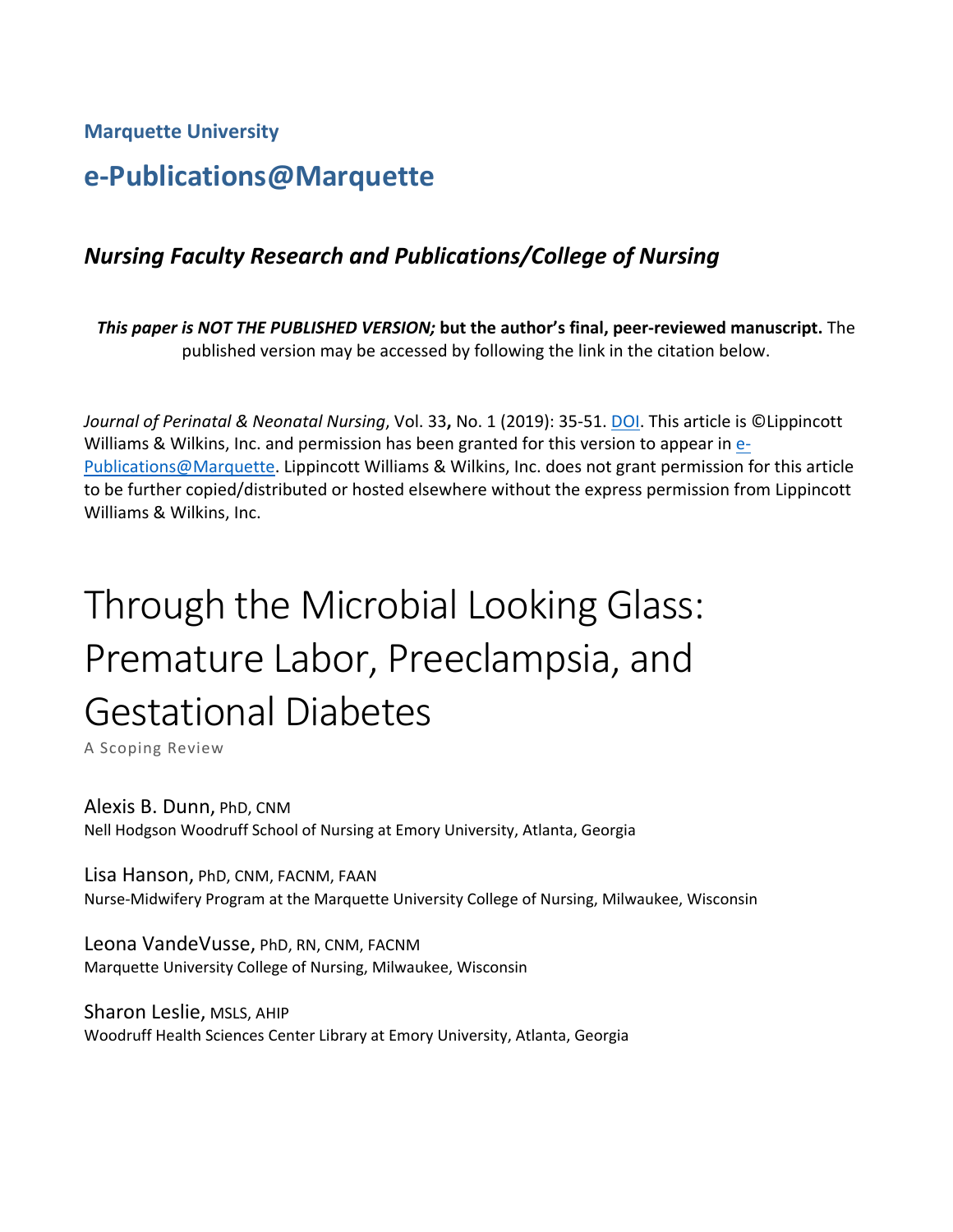**Marquette University**

# e-Publications@Marquette

## *Nursing Faculty Research and Publications/College of Nursing*

***This paper is NOT THE PUBLISHED VERSION;* but the author's final, peer-reviewed manuscript.** The published version may be accessed by following the link in the citation below.

*Journal of Perinatal & Neonatal Nursing*, Vol. 33**,** No. 1 (2019): 35-51. DOI. This article is ©Lippincott Williams & Wilkins, Inc. and permission has been granted for this version to appear in e-Publications@Marquette. Lippincott Williams & Wilkins, Inc. does not grant permission for this article to be further copied/distributed or hosted elsewhere without the express permission from Lippincott Williams & Wilkins, Inc.

# Through the Microbial Looking Glass: Premature Labor, Preeclampsia, and Gestational Diabetes

A Scoping Review

Alexis B. Dunn, PhD, CNM
Nell Hodgson Woodruff School of Nursing at Emory University, Atlanta, Georgia

Lisa Hanson, PhD, CNM, FACNM, FAAN
Nurse-Midwifery Program at the Marquette University College of Nursing, Milwaukee, Wisconsin

Leona VandeVusse, PhD, RN, CNM, FACNM
Marquette University College of Nursing, Milwaukee, Wisconsin

Sharon Leslie, MSLS, AHIP
Woodruff Health Sciences Center Library at Emory University, Atlanta, Georgia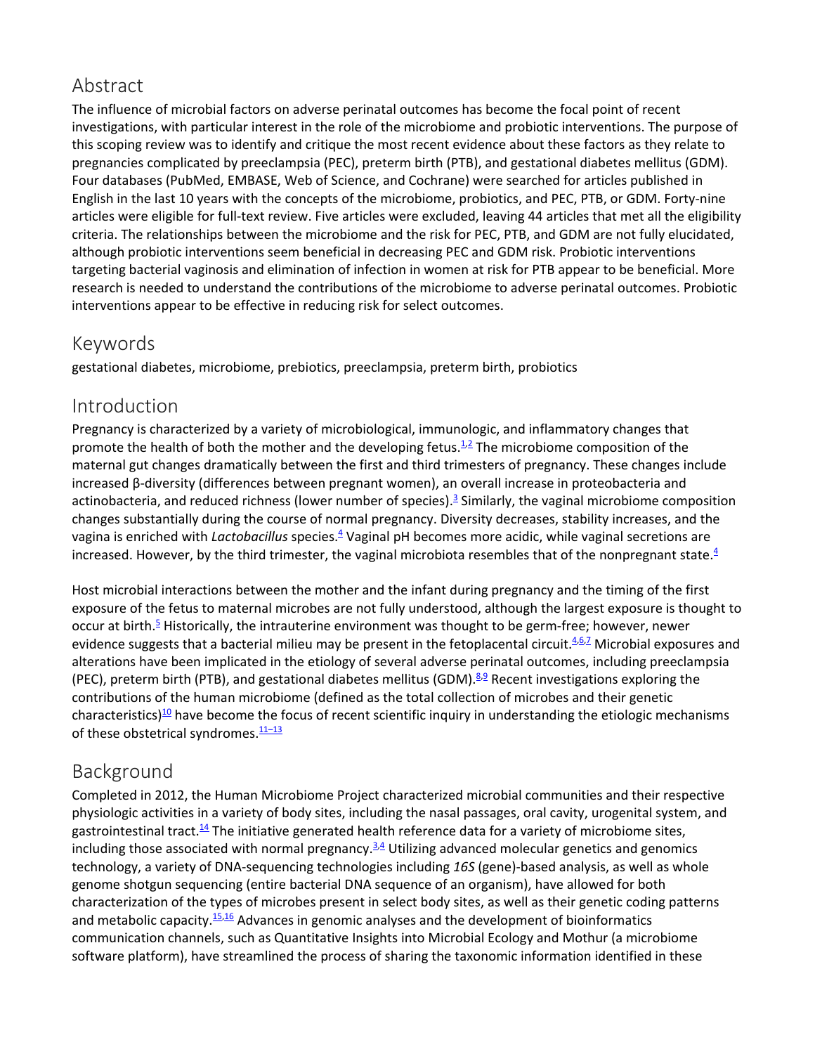## Abstract

The influence of microbial factors on adverse perinatal outcomes has become the focal point of recent investigations, with particular interest in the role of the microbiome and probiotic interventions. The purpose of this scoping review was to identify and critique the most recent evidence about these factors as they relate to pregnancies complicated by preeclampsia (PEC), preterm birth (PTB), and gestational diabetes mellitus (GDM). Four databases (PubMed, EMBASE, Web of Science, and Cochrane) were searched for articles published in English in the last 10 years with the concepts of the microbiome, probiotics, and PEC, PTB, or GDM. Forty-nine articles were eligible for full-text review. Five articles were excluded, leaving 44 articles that met all the eligibility criteria. The relationships between the microbiome and the risk for PEC, PTB, and GDM are not fully elucidated, although probiotic interventions seem beneficial in decreasing PEC and GDM risk. Probiotic interventions targeting bacterial vaginosis and elimination of infection in women at risk for PTB appear to be beneficial. More research is needed to understand the contributions of the microbiome to adverse perinatal outcomes. Probiotic interventions appear to be effective in reducing risk for select outcomes.

## Keywords

gestational diabetes, microbiome, prebiotics, preeclampsia, preterm birth, probiotics

## Introduction

Pregnancy is characterized by a variety of microbiological, immunologic, and inflammatory changes that promote the health of both the mother and the developing fetus.[1,2] The microbiome composition of the maternal gut changes dramatically between the first and third trimesters of pregnancy. These changes include increased β-diversity (differences between pregnant women), an overall increase in proteobacteria and actinobacteria, and reduced richness (lower number of species).[3] Similarly, the vaginal microbiome composition changes substantially during the course of normal pregnancy. Diversity decreases, stability increases, and the vagina is enriched with *Lactobacillus* species.[4] Vaginal pH becomes more acidic, while vaginal secretions are increased. However, by the third trimester, the vaginal microbiota resembles that of the nonpregnant state.[4]

Host microbial interactions between the mother and the infant during pregnancy and the timing of the first exposure of the fetus to maternal microbes are not fully understood, although the largest exposure is thought to occur at birth.[5] Historically, the intrauterine environment was thought to be germ-free; however, newer evidence suggests that a bacterial milieu may be present in the fetoplacental circuit.[4,6,7] Microbial exposures and alterations have been implicated in the etiology of several adverse perinatal outcomes, including preeclampsia (PEC), preterm birth (PTB), and gestational diabetes mellitus (GDM).[8,9] Recent investigations exploring the contributions of the human microbiome (defined as the total collection of microbes and their genetic characteristics)[10] have become the focus of recent scientific inquiry in understanding the etiologic mechanisms of these obstetrical syndromes.[11–13]

## Background

Completed in 2012, the Human Microbiome Project characterized microbial communities and their respective physiologic activities in a variety of body sites, including the nasal passages, oral cavity, urogenital system, and gastrointestinal tract.[14] The initiative generated health reference data for a variety of microbiome sites, including those associated with normal pregnancy.[3,4] Utilizing advanced molecular genetics and genomics technology, a variety of DNA-sequencing technologies including *16S* (gene)-based analysis, as well as whole genome shotgun sequencing (entire bacterial DNA sequence of an organism), have allowed for both characterization of the types of microbes present in select body sites, as well as their genetic coding patterns and metabolic capacity.[15,16] Advances in genomic analyses and the development of bioinformatics communication channels, such as Quantitative Insights into Microbial Ecology and Mothur (a microbiome software platform), have streamlined the process of sharing the taxonomic information identified in these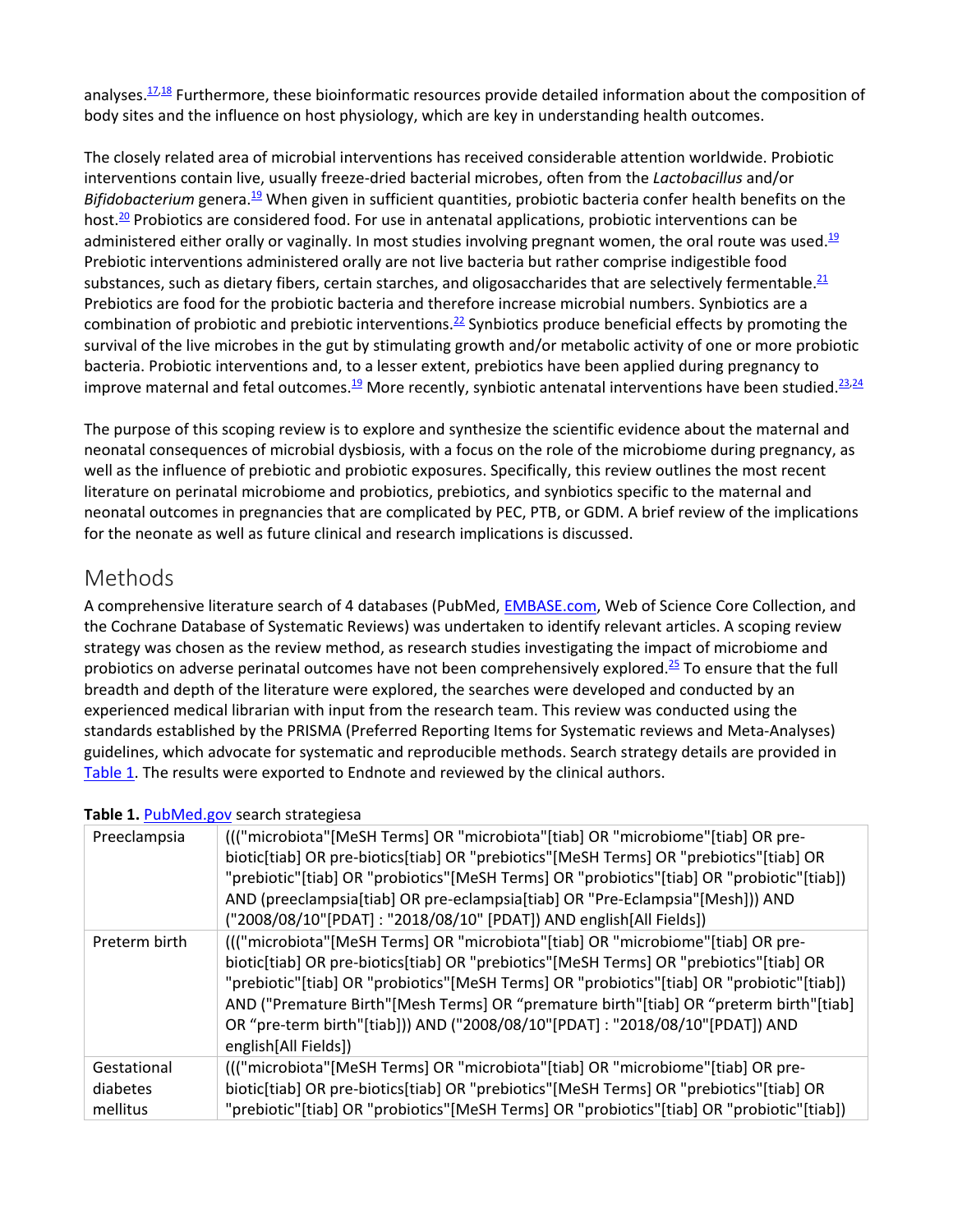analyses.[17,18] Furthermore, these bioinformatic resources provide detailed information about the composition of body sites and the influence on host physiology, which are key in understanding health outcomes.

The closely related area of microbial interventions has received considerable attention worldwide. Probiotic interventions contain live, usually freeze-dried bacterial microbes, often from the *Lactobacillus* and/or *Bifidobacterium* genera.[19] When given in sufficient quantities, probiotic bacteria confer health benefits on the host.[20] Probiotics are considered food. For use in antenatal applications, probiotic interventions can be administered either orally or vaginally. In most studies involving pregnant women, the oral route was used.[19] Prebiotic interventions administered orally are not live bacteria but rather comprise indigestible food substances, such as dietary fibers, certain starches, and oligosaccharides that are selectively fermentable.[21] Prebiotics are food for the probiotic bacteria and therefore increase microbial numbers. Synbiotics are a combination of probiotic and prebiotic interventions.[22] Synbiotics produce beneficial effects by promoting the survival of the live microbes in the gut by stimulating growth and/or metabolic activity of one or more probiotic bacteria. Probiotic interventions and, to a lesser extent, prebiotics have been applied during pregnancy to improve maternal and fetal outcomes.[19] More recently, synbiotic antenatal interventions have been studied.[23,24]

The purpose of this scoping review is to explore and synthesize the scientific evidence about the maternal and neonatal consequences of microbial dysbiosis, with a focus on the role of the microbiome during pregnancy, as well as the influence of prebiotic and probiotic exposures. Specifically, this review outlines the most recent literature on perinatal microbiome and probiotics, prebiotics, and synbiotics specific to the maternal and neonatal outcomes in pregnancies that are complicated by PEC, PTB, or GDM. A brief review of the implications for the neonate as well as future clinical and research implications is discussed.

## Methods

A comprehensive literature search of 4 databases (PubMed, EMBASE.com, Web of Science Core Collection, and the Cochrane Database of Systematic Reviews) was undertaken to identify relevant articles. A scoping review strategy was chosen as the review method, as research studies investigating the impact of microbiome and probiotics on adverse perinatal outcomes have not been comprehensively explored.[25] To ensure that the full breadth and depth of the literature were explored, the searches were developed and conducted by an experienced medical librarian with input from the research team. This review was conducted using the standards established by the PRISMA (Preferred Reporting Items for Systematic reviews and Meta-Analyses) guidelines, which advocate for systematic and reproducible methods. Search strategy details are provided in Table 1. The results were exported to Endnote and reviewed by the clinical authors.

**Table 1.** PubMed.gov search strategiesa

| | |
|---|---|
| Preeclampsia | ((("microbiota"[MeSH Terms] OR "microbiota"[tiab] OR "microbiome"[tiab] OR pre-biotic[tiab] OR pre-biotics[tiab] OR "prebiotics"[MeSH Terms] OR "prebiotics"[tiab] OR "prebiotic"[tiab] OR "probiotics"[MeSH Terms] OR "probiotics"[tiab] OR "probiotic"[tiab]) AND (preeclampsia[tiab] OR pre-eclampsia[tiab] OR "Pre-Eclampsia"[Mesh])) AND ("2008/08/10"[PDAT] : "2018/08/10" [PDAT]) AND english[All Fields]) |
| Preterm birth | ((("microbiota"[MeSH Terms] OR "microbiota"[tiab] OR "microbiome"[tiab] OR pre-biotic[tiab] OR pre-biotics[tiab] OR "prebiotics"[MeSH Terms] OR "prebiotics"[tiab] OR "prebiotic"[tiab] OR "probiotics"[MeSH Terms] OR "probiotics"[tiab] OR "probiotic"[tiab]) AND ("Premature Birth"[Mesh Terms] OR "premature birth"[tiab] OR "preterm birth"[tiab] OR "pre-term birth"[tiab])) AND ("2008/08/10"[PDAT] : "2018/08/10"[PDAT]) AND english[All Fields]) |
| Gestational diabetes mellitus | ((("microbiota"[MeSH Terms] OR "microbiota"[tiab] OR "microbiome"[tiab] OR pre-biotic[tiab] OR pre-biotics[tiab] OR "prebiotics"[MeSH Terms] OR "prebiotics"[tiab] OR "prebiotic"[tiab] OR "probiotics"[MeSH Terms] OR "probiotics"[tiab] OR "probiotic"[tiab]) |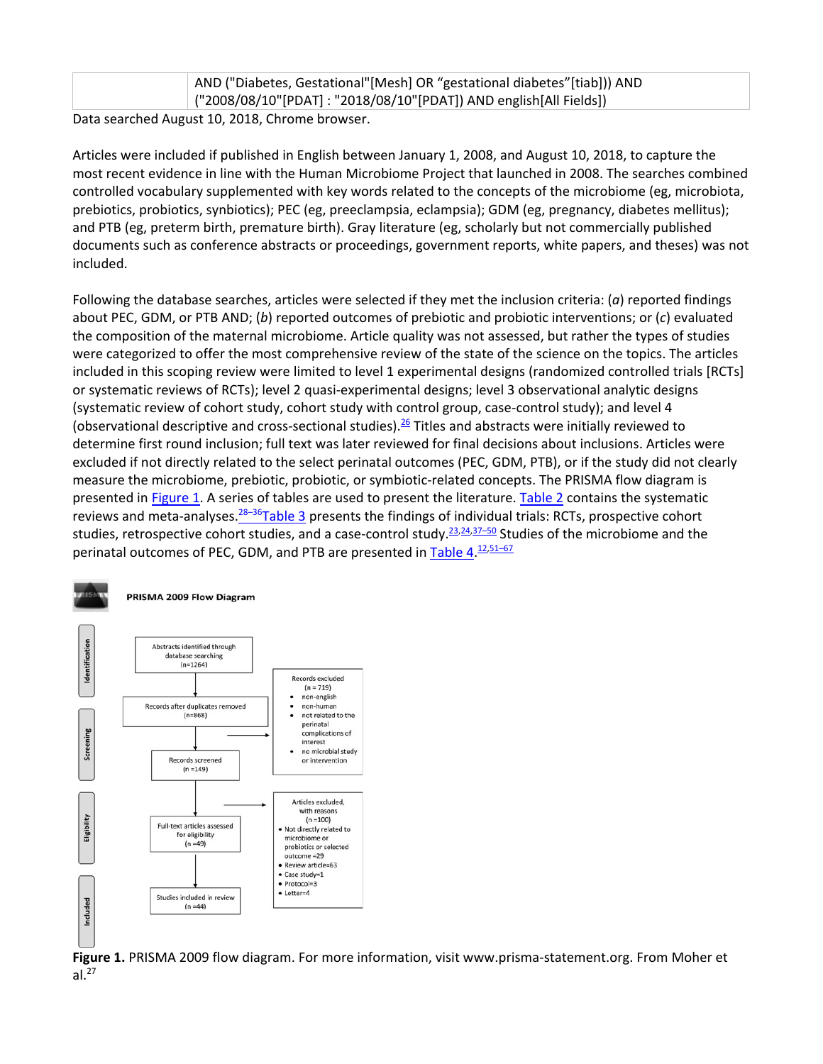| | AND ("Diabetes, Gestational"[Mesh] OR "gestational diabetes"[tiab])) AND ("2008/08/10"[PDAT] : "2018/08/10"[PDAT]) AND english[All Fields]) |
|---|---|

Data searched August 10, 2018, Chrome browser.

Articles were included if published in English between January 1, 2008, and August 10, 2018, to capture the most recent evidence in line with the Human Microbiome Project that launched in 2008. The searches combined controlled vocabulary supplemented with key words related to the concepts of the microbiome (eg, microbiota, prebiotics, probiotics, synbiotics); PEC (eg, preeclampsia, eclampsia); GDM (eg, pregnancy, diabetes mellitus); and PTB (eg, preterm birth, premature birth). Gray literature (eg, scholarly but not commercially published documents such as conference abstracts or proceedings, government reports, white papers, and theses) was not included.

Following the database searches, articles were selected if they met the inclusion criteria: (*a*) reported findings about PEC, GDM, or PTB AND; (*b*) reported outcomes of prebiotic and probiotic interventions; or (*c*) evaluated the composition of the maternal microbiome. Article quality was not assessed, but rather the types of studies were categorized to offer the most comprehensive review of the state of the science on the topics. The articles included in this scoping review were limited to level 1 experimental designs (randomized controlled trials [RCTs] or systematic reviews of RCTs); level 2 quasi-experimental designs; level 3 observational analytic designs (systematic review of cohort study, cohort study with control group, case-control study); and level 4 (observational descriptive and cross-sectional studies).[26] Titles and abstracts were initially reviewed to determine first round inclusion; full text was later reviewed for final decisions about inclusions. Articles were excluded if not directly related to the select perinatal outcomes (PEC, GDM, PTB), or if the study did not clearly measure the microbiome, prebiotic, probiotic, or symbiotic-related concepts. The PRISMA flow diagram is presented in Figure 1. A series of tables are used to present the literature. Table 2 contains the systematic reviews and meta-analyses.[28–36] Table 3 presents the findings of individual trials: RCTs, prospective cohort studies, retrospective cohort studies, and a case-control study.[23,24,37–50] Studies of the microbiome and the perinatal outcomes of PEC, GDM, and PTB are presented in Table 4.[12,51–67]

**PRISMA 2009 Flow Diagram**

- **Identification**
  - Abstracts identified through database searching (n=1264)
- **Screening**
  - Records after duplicates removed (n=868)
  - Records screened (n =149)
  - Records excluded (n = 719)
    - non-english
    - non-human
    - not related to the perinatal complications of interest
    - no microbial study or intervention
- **Eligibility**
  - Full-text articles assessed for eligibility (n =49)
  - Articles excluded, with reasons (n =100)
    - Not directly related to microbiome or probiotics or selected outcome =29
    - Review article=63
    - Case study=1
    - Protocol=3
    - Letter=4
- **Included**
  - Studies included in review (n =44)

**Figure 1.** PRISMA 2009 flow diagram. For more information, visit www.prisma-statement.org. From Moher et al.[27]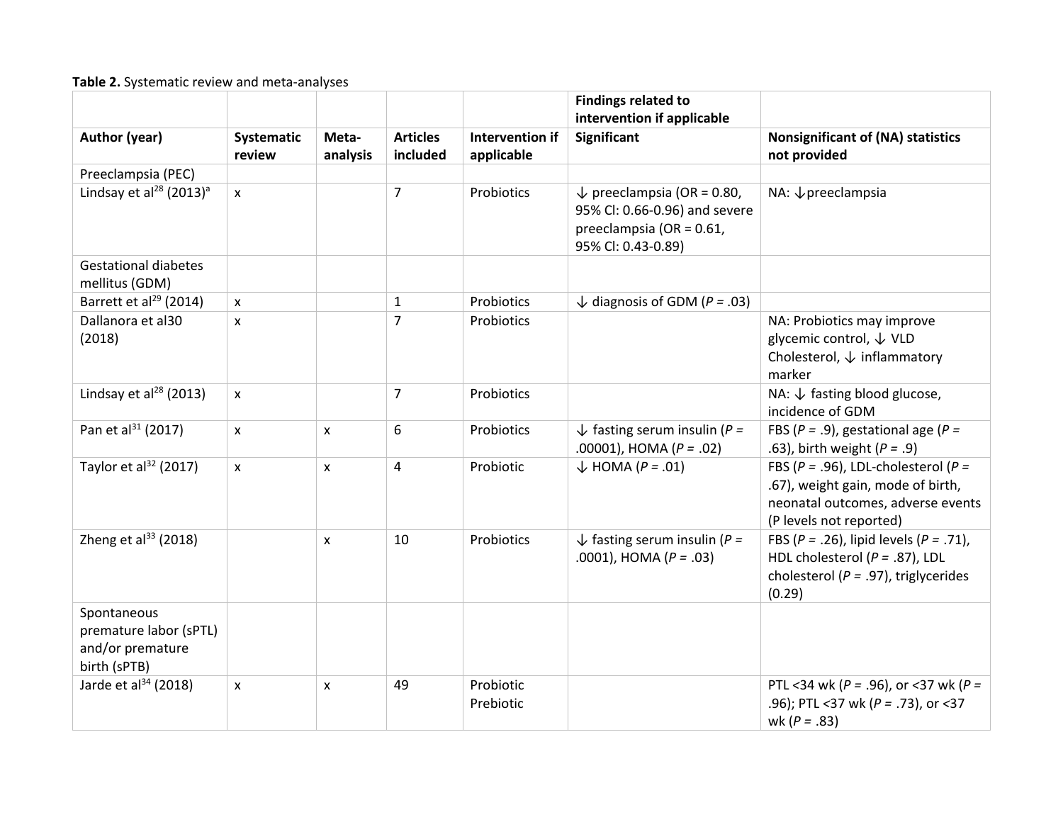**Table 2.** Systematic review and meta-analyses

| | | | | | Findings related to intervention if applicable | |
|---|---|---|---|---|---|---|
| **Author (year)** | **Systematic review** | **Meta-analysis** | **Articles included** | **Intervention if applicable** | **Significant** | **Nonsignificant of (NA) statistics not provided** |
| Preeclampsia (PEC) | | | | | | |
| Lindsay et al[28] (2013)[a] | x | | 7 | Probiotics | ↓ preeclampsia (OR = 0.80, 95% CI: 0.66-0.96) and severe preeclampsia (OR = 0.61, 95% CI: 0.43-0.89) | NA: ↓preeclampsia |
| Gestational diabetes mellitus (GDM) | | | | | | |
| Barrett et al[29] (2014) | x | | 1 | Probiotics | ↓ diagnosis of GDM (*P* = .03) | |
| Dallanora et al30 (2018) | x | | 7 | Probiotics | | NA: Probiotics may improve glycemic control, ↓ VLD Cholesterol, ↓ inflammatory marker |
| Lindsay et al[28] (2013) | x | | 7 | Probiotics | | NA: ↓ fasting blood glucose, incidence of GDM |
| Pan et al[31] (2017) | x | x | 6 | Probiotics | ↓ fasting serum insulin (*P* = .00001), HOMA (*P* = .02) | FBS (*P* = .9), gestational age (*P* = .63), birth weight (*P* = .9) |
| Taylor et al[32] (2017) | x | x | 4 | Probiotic | ↓ HOMA (*P* = .01) | FBS (*P* = .96), LDL-cholesterol (*P* = .67), weight gain, mode of birth, neonatal outcomes, adverse events (P levels not reported) |
| Zheng et al[33] (2018) | | x | 10 | Probiotics | ↓ fasting serum insulin (*P* = .0001), HOMA (*P* = .03) | FBS (*P* = .26), lipid levels (*P* = .71), HDL cholesterol (*P* = .87), LDL cholesterol (*P* = .97), triglycerides (0.29) |
| Spontaneous premature labor (sPTL) and/or premature birth (sPTB) | | | | | | |
| Jarde et al[34] (2018) | x | x | 49 | Probiotic Prebiotic | | PTL <34 wk (*P* = .96), or <37 wk (*P* = .96); PTL <37 wk (*P* = .73), or <37 wk (*P* = .83) |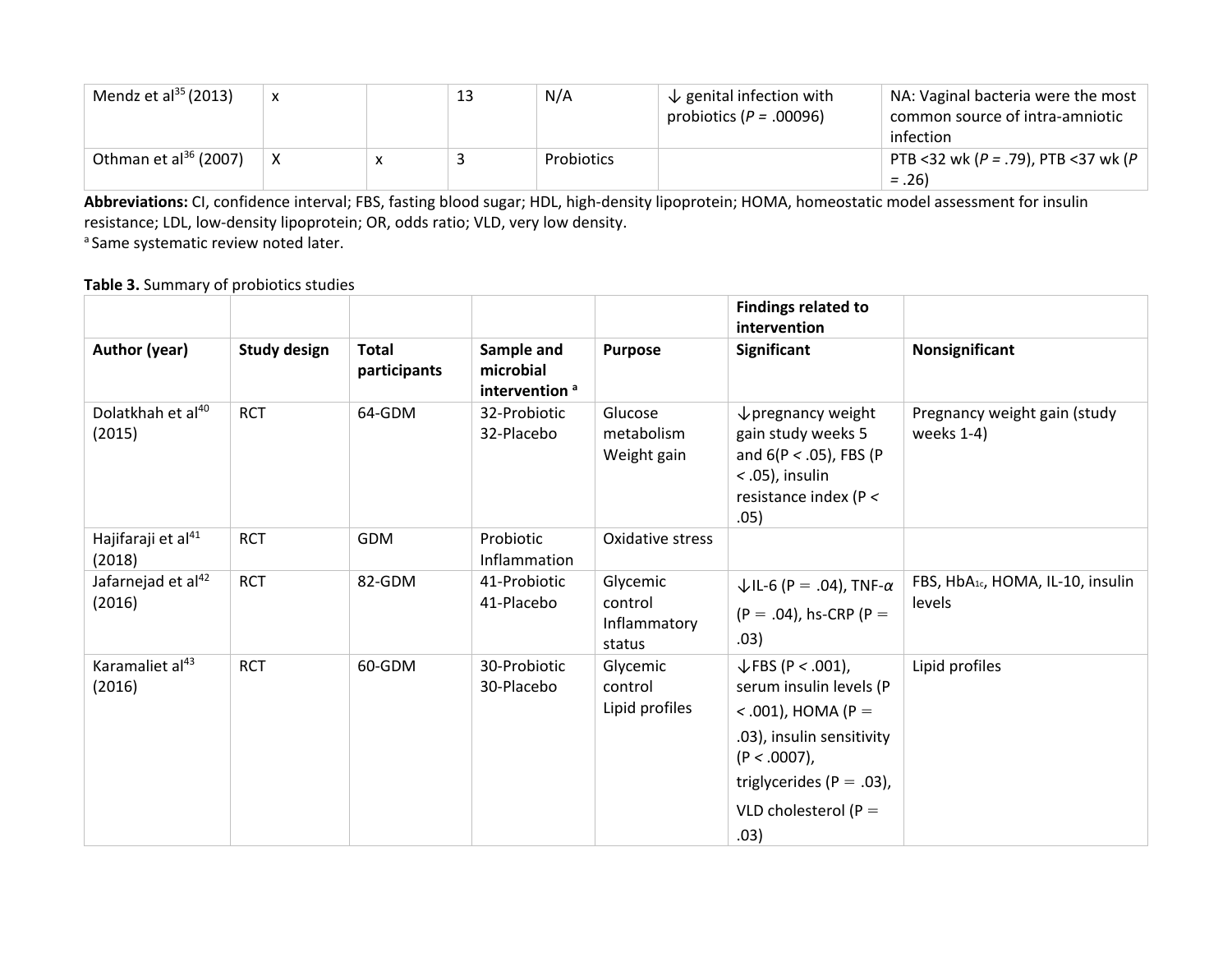| Mendz et al[35] (2013) | x | | 13 | N/A | ↓ genital infection with probiotics (*P* = .00096) | NA: Vaginal bacteria were the most common source of intra-amniotic infection |
|---|---|---|---|---|---|---|
| Othman et al[36] (2007) | X | x | 3 | Probiotics | | PTB <32 wk (*P* = .79), PTB <37 wk (*P* = .26) |

**Abbreviations:** CI, confidence interval; FBS, fasting blood sugar; HDL, high-density lipoprotein; HOMA, homeostatic model assessment for insulin resistance; LDL, low-density lipoprotein; OR, odds ratio; VLD, very low density.

[a] Same systematic review noted later.

**Table 3.** Summary of probiotics studies

| | | | | | **Findings related to intervention** | |
|---|---|---|---|---|---|---|
| **Author (year)** | **Study design** | **Total participants** | **Sample and microbial intervention** [a] | **Purpose** | **Significant** | **Nonsignificant** |
| Dolatkhah et al[40] (2015) | RCT | 64-GDM | 32-Probiotic 32-Placebo | Glucose metabolism Weight gain | ↓pregnancy weight gain study weeks 5 and 6(P < .05), FBS (P < .05), insulin resistance index (P < .05) | Pregnancy weight gain (study weeks 1-4) |
| Hajifaraji et al[41] (2018) | RCT | GDM | Probiotic Inflammation | Oxidative stress | | |
| Jafarnejad et al[42] (2016) | RCT | 82-GDM | 41-Probiotic 41-Placebo | Glycemic control Inflammatory status | ↓IL-6 (P = .04), TNF-$\alpha$ (P = .04), hs-CRP (P = .03) | FBS, $HbA_{1c}$, HOMA, IL-10, insulin levels |
| Karamaliet al[43] (2016) | RCT | 60-GDM | 30-Probiotic 30-Placebo | Glycemic control Lipid profiles | ↓FBS (P < .001), serum insulin levels (P < .001), HOMA (P = .03), insulin sensitivity (P < .0007), triglycerides (P = .03), VLD cholesterol (P = .03) | Lipid profiles |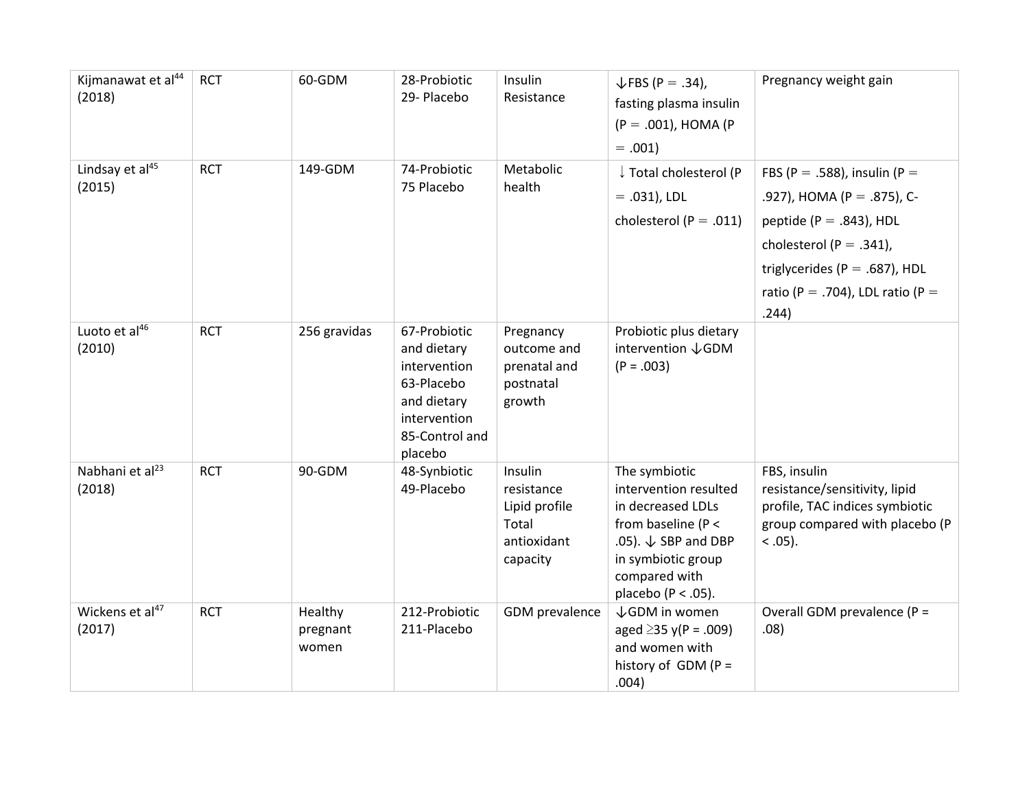| Kijmanawat et al[44] (2018) | RCT | 60-GDM | 28-Probiotic 29- Placebo | Insulin Resistance | ↓FBS (P = .34), fasting plasma insulin (P = .001), HOMA (P = .001) | Pregnancy weight gain |
|---|---|---|---|---|---|---|
| Lindsay et al[45] (2015) | RCT | 149-GDM | 74-Probiotic 75 Placebo | Metabolic health | ↓ Total cholesterol (P = .031), LDL cholesterol (P = .011) | FBS (P = .588), insulin (P = .927), HOMA (P = .875), C-peptide (P = .843), HDL cholesterol (P = .341), triglycerides (P = .687), HDL ratio (P = .704), LDL ratio (P = .244) |
| Luoto et al[46] (2010) | RCT | 256 gravidas | 67-Probiotic and dietary intervention 63-Placebo and dietary intervention 85-Control and placebo | Pregnancy outcome and prenatal and postnatal growth | Probiotic plus dietary intervention ↓GDM (P = .003) | |
| Nabhani et al[23] (2018) | RCT | 90-GDM | 48-Synbiotic 49-Placebo | Insulin resistance Lipid profile Total antioxidant capacity | The symbiotic intervention resulted in decreased LDLs from baseline (P < .05). ↓ SBP and DBP in symbiotic group compared with placebo (P < .05). | FBS, insulin resistance/sensitivity, lipid profile, TAC indices symbiotic group compared with placebo (P < .05). |
| Wickens et al[47] (2017) | RCT | Healthy pregnant women | 212-Probiotic 211-Placebo | GDM prevalence | ↓GDM in women aged ≥35 y(P = .009) and women with history of GDM (P = .004) | Overall GDM prevalence (P = .08) |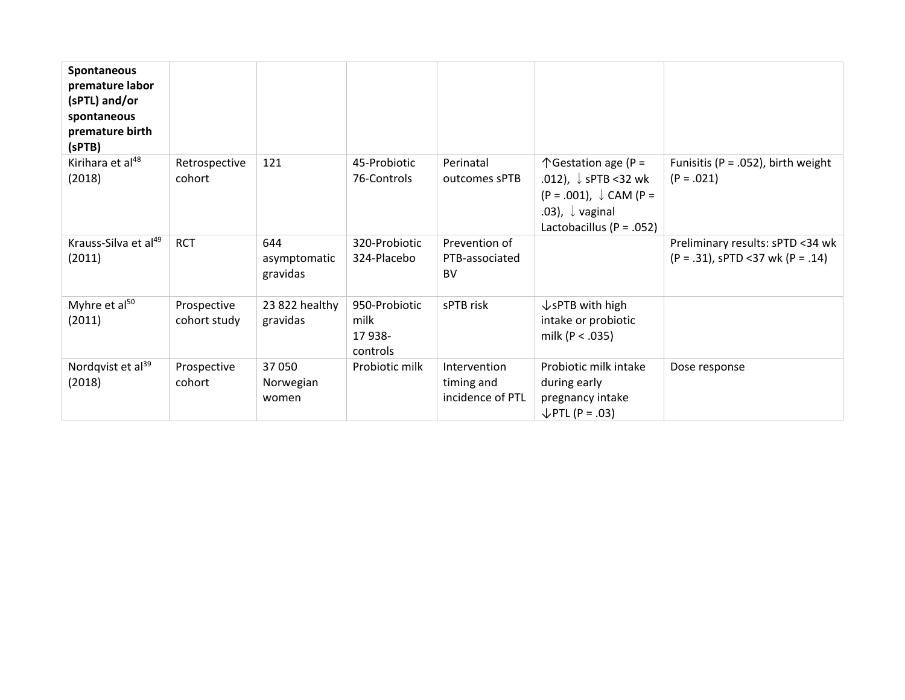| **Spontaneous premature labor (sPTL) and/or spontaneous premature birth (sPTB)** | | | | | | |
|---|---|---|---|---|---|---|
| Kirihara et al[48] (2018) | Retrospective cohort | 121 | 45-Probiotic 76-Controls | Perinatal outcomes sPTB | ↑Gestation age (P = .012), ↓ sPTB <32 wk (P = .001), ↓ CAM (P = .03), ↓ vaginal Lactobacillus (P = .052) | Funisitis (P = .052), birth weight (P = .021) |
| Krauss-Silva et al[49] (2011) | RCT | 644 asymptomatic gravidas | 320-Probiotic 324-Placebo | Prevention of PTB-associated BV | | Preliminary results: sPTD <34 wk (P = .31), sPTD <37 wk (P = .14) |
| Myhre et al[50] (2011) | Prospective cohort study | 23 822 healthy gravidas | 950-Probiotic milk 17 938-controls | sPTB risk | ↓sPTB with high intake or probiotic milk (P < .035) | |
| Nordqvist et al[39] (2018) | Prospective cohort | 37 050 Norwegian women | Probiotic milk | Intervention timing and incidence of PTL | Probiotic milk intake during early pregnancy intake ↓PTL (P = .03) | Dose response |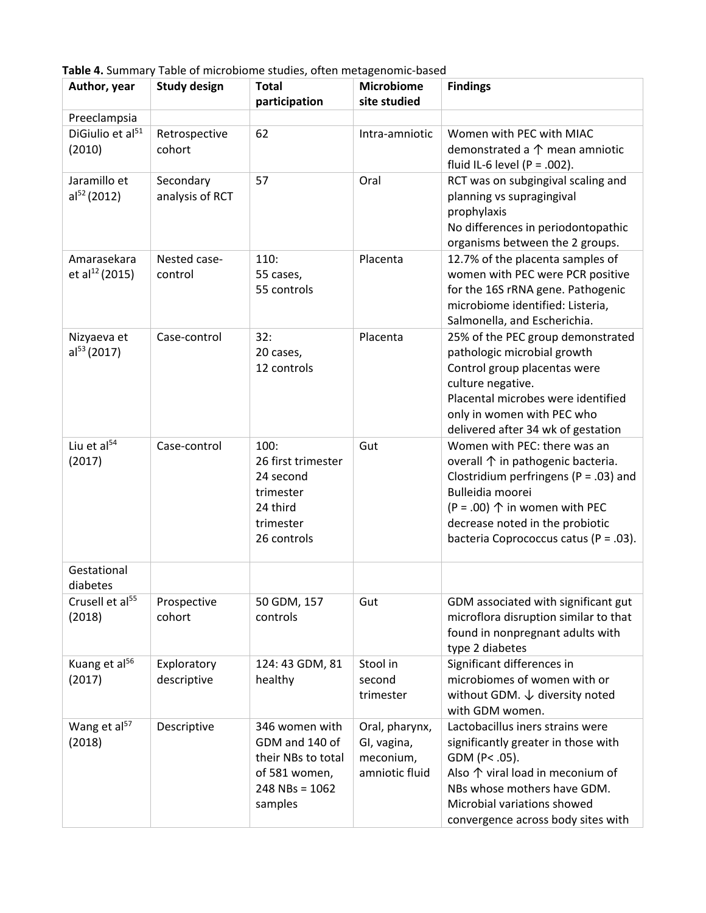**Table 4.** Summary Table of microbiome studies, often metagenomic-based

| Author, year | Study design | Total participation | Microbiome site studied | Findings |
|---|---|---|---|---|
| Preeclampsia | | | | |
| DiGiulio et al[51] (2010) | Retrospective cohort | 62 | Intra-amniotic | Women with PEC with MIAC demonstrated a ↑ mean amniotic fluid IL-6 level (P = .002). |
| Jaramillo et al[52] (2012) | Secondary analysis of RCT | 57 | Oral | RCT was on subgingival scaling and planning vs supragingival prophylaxis<br>No differences in periodontopathic organisms between the 2 groups. |
| Amarasekara et al[12] (2015) | Nested case-control | 110:<br>55 cases,<br>55 controls | Placenta | 12.7% of the placenta samples of women with PEC were PCR positive for the 16S rRNA gene. Pathogenic microbiome identified: Listeria, Salmonella, and Escherichia. |
| Nizyaeva et al[53] (2017) | Case-control | 32:<br>20 cases,<br>12 controls | Placenta | 25% of the PEC group demonstrated pathologic microbial growth<br>Control group placentas were culture negative.<br>Placental microbes were identified only in women with PEC who delivered after 34 wk of gestation |
| Liu et al[54] (2017) | Case-control | 100:<br>26 first trimester<br>24 second trimester<br>24 third trimester<br>26 controls | Gut | Women with PEC: there was an overall ↑ in pathogenic bacteria. Clostridium perfringens (P = .03) and Bulleidia moorei (P = .00) ↑ in women with PEC decrease noted in the probiotic bacteria Coprococcus catus (P = .03). |
| Gestational diabetes | | | | |
| Crusell et al[55] (2018) | Prospective cohort | 50 GDM, 157 controls | Gut | GDM associated with significant gut microflora disruption similar to that found in nonpregnant adults with type 2 diabetes |
| Kuang et al[56] (2017) | Exploratory descriptive | 124: 43 GDM, 81 healthy | Stool in second trimester | Significant differences in microbiomes of women with or without GDM. ↓ diversity noted with GDM women. |
| Wang et al[57] (2018) | Descriptive | 346 women with GDM and 140 of their NBs to total of 581 women, 248 NBs = 1062 samples | Oral, pharynx, GI, vagina, meconium, amniotic fluid | Lactobacillus iners strains were significantly greater in those with GDM (P< .05).<br>Also ↑ viral load in meconium of NBs whose mothers have GDM.<br>Microbial variations showed convergence across body sites with |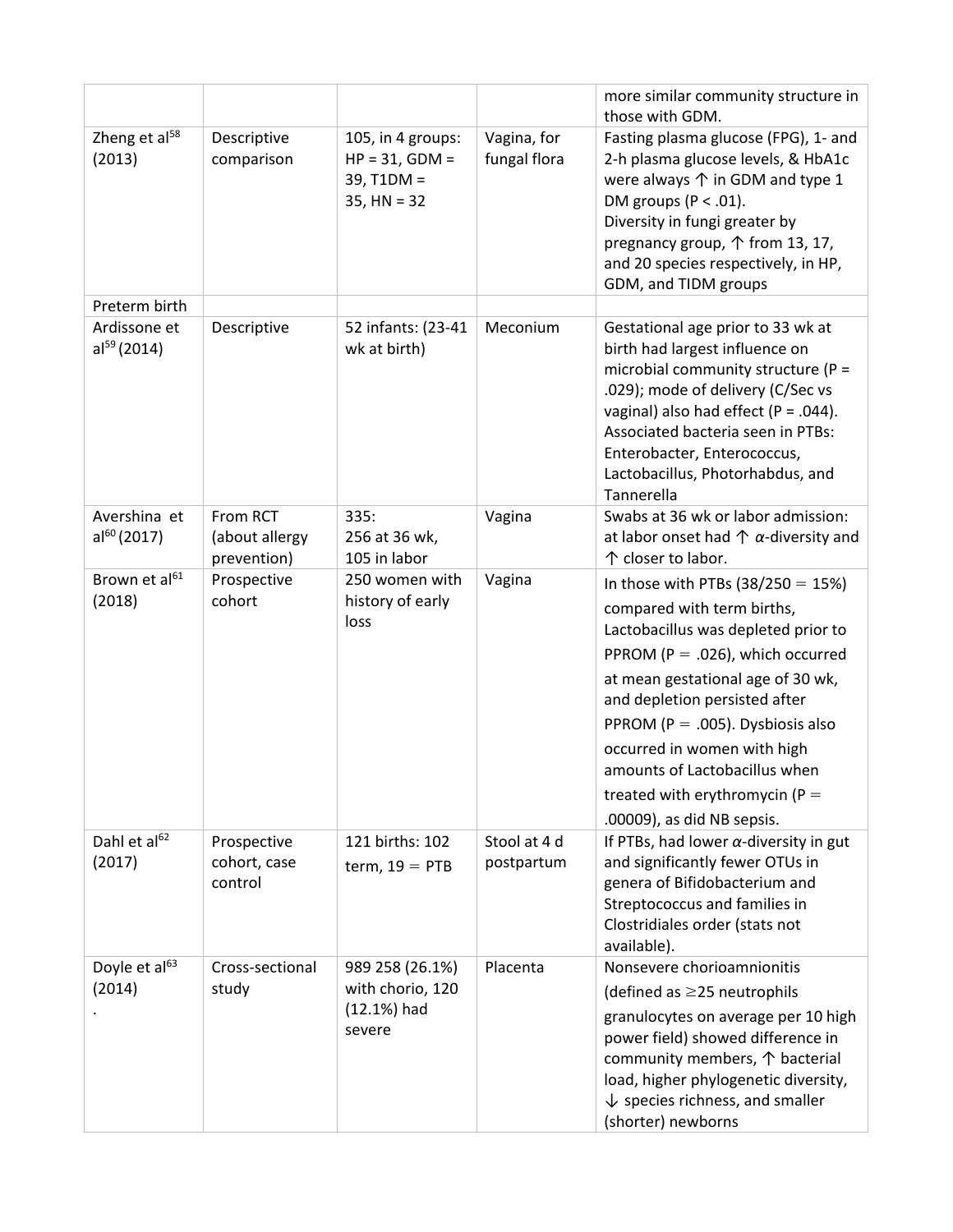| | | | | |
|---|---|---|---|---|
| | | | | more similar community structure in those with GDM. |
| Zheng et al[58] (2013) | Descriptive comparison | 105, in 4 groups: HP = 31, GDM = 39, T1DM = 35, HN = 32 | Vagina, for fungal flora | Fasting plasma glucose (FPG), 1- and 2-h plasma glucose levels, & HbA1c were always ↑ in GDM and type 1 DM groups ($P < .01$). Diversity in fungi greater by pregnancy group, ↑ from 13, 17, and 20 species respectively, in HP, GDM, and TIDM groups |
| Preterm birth | | | | |
| Ardissone et al[59] (2014) | Descriptive | 52 infants: (23-41 wk at birth) | Meconium | Gestational age prior to 33 wk at birth had largest influence on microbial community structure ($P = .029$); mode of delivery (C/Sec vs vaginal) also had effect ($P = .044$). Associated bacteria seen in PTBs: Enterobacter, Enterococcus, Lactobacillus, Photorhabdus, and Tannerella |
| Avershina et al[60] (2017) | From RCT (about allergy prevention) | 335: 256 at 36 wk, 105 in labor | Vagina | Swabs at 36 wk or labor admission: at labor onset had ↑ $\alpha$-diversity and ↑ closer to labor. |
| Brown et al[61] (2018) | Prospective cohort | 250 women with history of early loss | Vagina | In those with PTBs (38/250 = 15%) compared with term births, Lactobacillus was depleted prior to PPROM ($P = .026$), which occurred at mean gestational age of 30 wk, and depletion persisted after PPROM ($P = .005$). Dysbiosis also occurred in women with high amounts of Lactobacillus when treated with erythromycin ($P = .00009$), as did NB sepsis. |
| Dahl et al[62] (2017) | Prospective cohort, case control | 121 births: 102 term, 19 = PTB | Stool at 4 d postpartum | If PTBs, had lower $\alpha$-diversity in gut and significantly fewer OTUs in genera of Bifidobacterium and Streptococcus and families in Clostridiales order (stats not available). |
| Doyle et al[63] (2014) . | Cross-sectional study | 989 258 (26.1%) with chorio, 120 (12.1%) had severe | Placenta | Nonsevere chorioamnionitis (defined as ≥25 neutrophils granulocytes on average per 10 high power field) showed difference in community members, ↑ bacterial load, higher phylogenetic diversity, ↓ species richness, and smaller (shorter) newborns |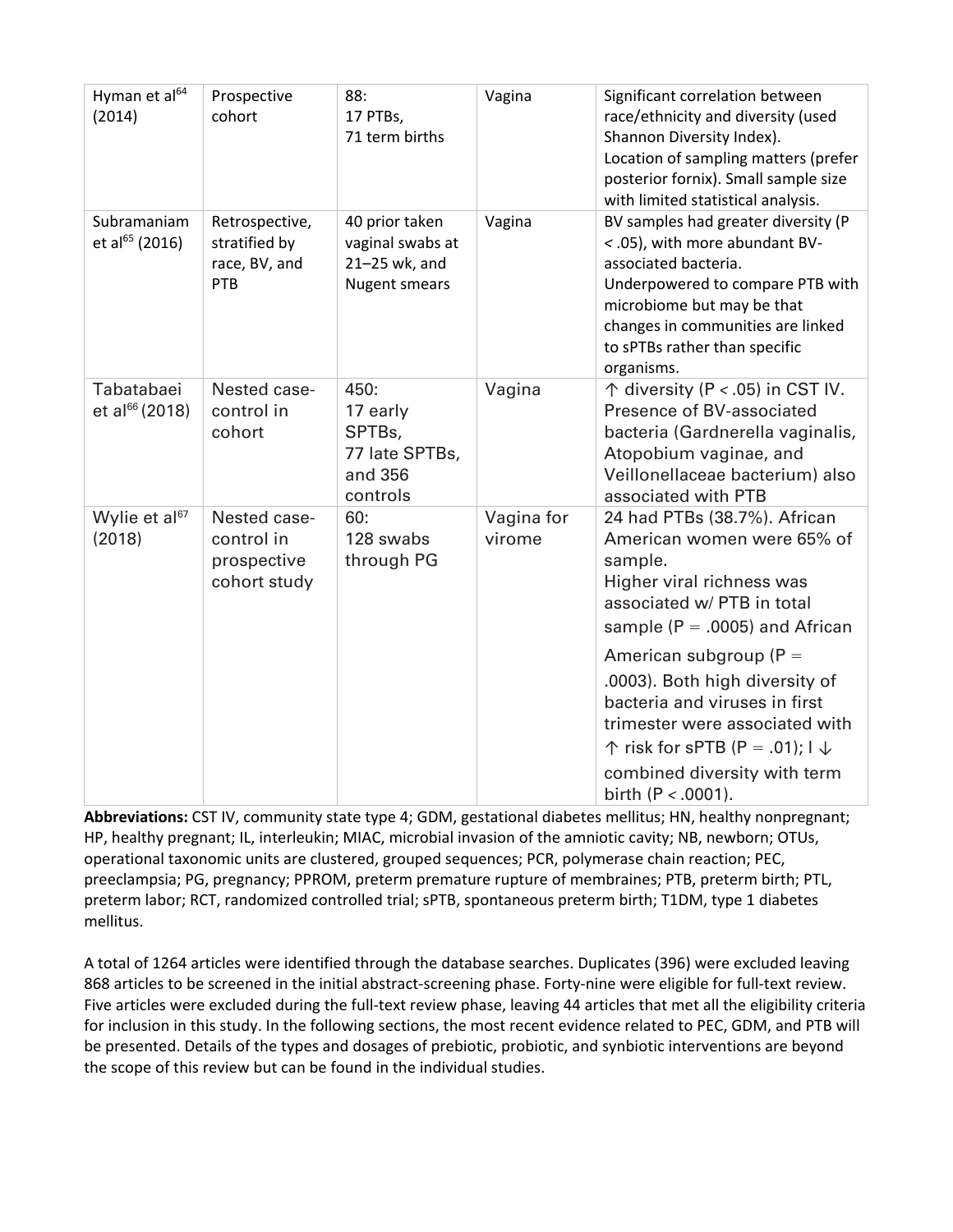| | | | | |
|---|---|---|---|---|
| Hyman et al[64] (2014) | Prospective cohort | 88: 17 PTBs, 71 term births | Vagina | Significant correlation between race/ethnicity and diversity (used Shannon Diversity Index). Location of sampling matters (prefer posterior fornix). Small sample size with limited statistical analysis. |
| Subramaniam et al[65] (2016) | Retrospective, stratified by race, BV, and PTB | 40 prior taken vaginal swabs at 21–25 wk, and Nugent smears | Vagina | BV samples had greater diversity ($P < .05$), with more abundant BV-associated bacteria. Underpowered to compare PTB with microbiome but may be that changes in communities are linked to sPTBs rather than specific organisms. |
| Tabatabaei et al[66] (2018) | Nested case-control in cohort | 450: 17 early SPTBs, 77 late SPTBs, and 356 controls | Vagina | ↑ diversity ($P < .05$) in CST IV. Presence of BV-associated bacteria (Gardnerella vaginalis, Atopobium vaginae, and Veillonellaceae bacterium) also associated with PTB |
| Wylie et al[67] (2018) | Nested case-control in prospective cohort study | 60: 128 swabs through PG | Vagina for virome | 24 had PTBs (38.7%). African American women were 65% of sample. Higher viral richness was associated w/ PTB in total sample ($P = .0005$) and African American subgroup ($P = .0003$). Both high diversity of bacteria and viruses in first trimester were associated with ↑ risk for sPTB ($P = .01$); I ↓ combined diversity with term birth ($P < .0001$). |

**Abbreviations:** CST IV, community state type 4; GDM, gestational diabetes mellitus; HN, healthy nonpregnant; HP, healthy pregnant; IL, interleukin; MIAC, microbial invasion of the amniotic cavity; NB, newborn; OTUs, operational taxonomic units are clustered, grouped sequences; PCR, polymerase chain reaction; PEC, preeclampsia; PG, pregnancy; PPROM, preterm premature rupture of membranes; PTB, preterm birth; PTL, preterm labor; RCT, randomized controlled trial; sPTB, spontaneous preterm birth; T1DM, type 1 diabetes mellitus.

A total of 1264 articles were identified through the database searches. Duplicates (396) were excluded leaving 868 articles to be screened in the initial abstract-screening phase. Forty-nine were eligible for full-text review. Five articles were excluded during the full-text review phase, leaving 44 articles that met all the eligibility criteria for inclusion in this study. In the following sections, the most recent evidence related to PEC, GDM, and PTB will be presented. Details of the types and dosages of prebiotic, probiotic, and synbiotic interventions are beyond the scope of this review but can be found in the individual studies.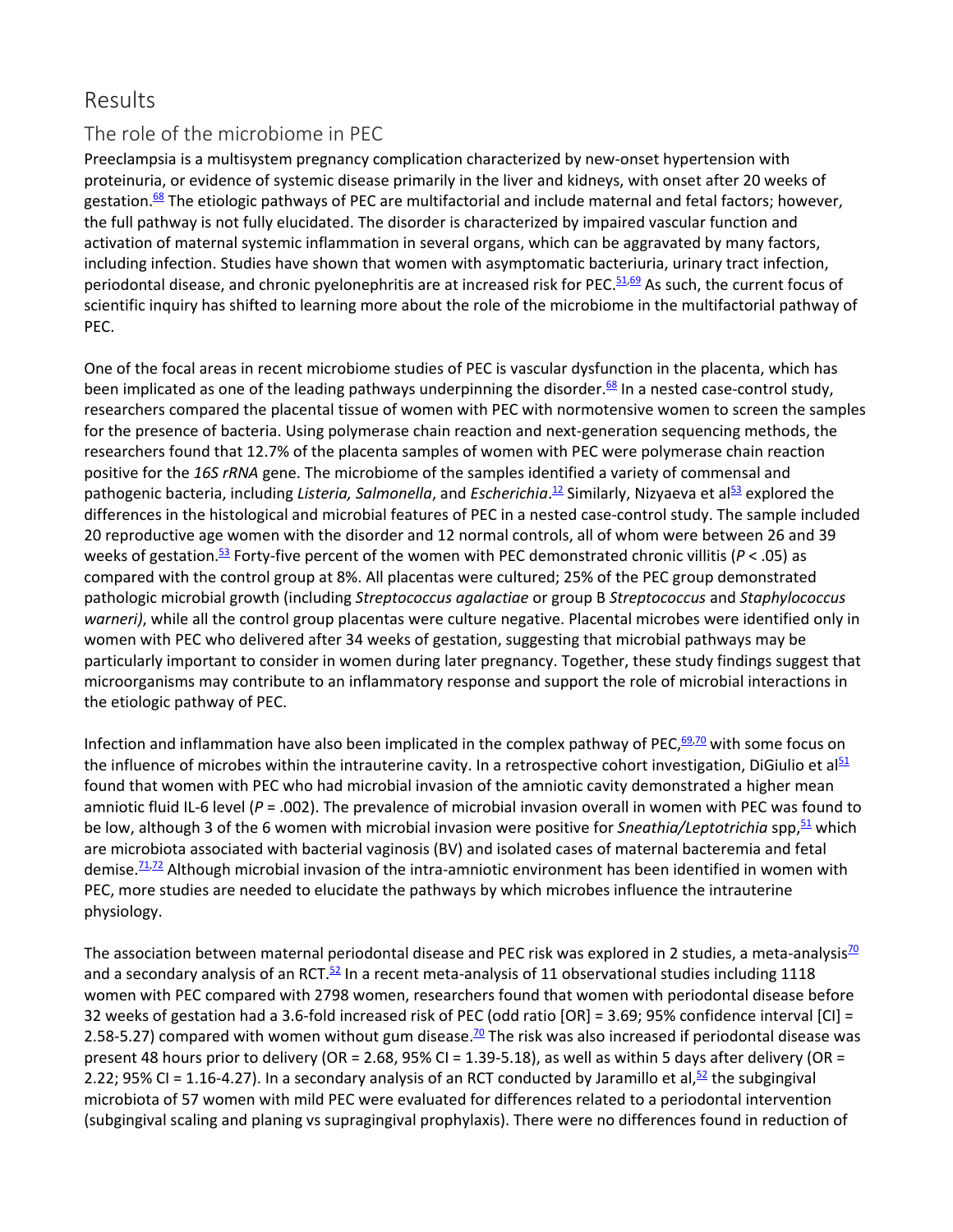# Results

## The role of the microbiome in PEC

Preeclampsia is a multisystem pregnancy complication characterized by new-onset hypertension with proteinuria, or evidence of systemic disease primarily in the liver and kidneys, with onset after 20 weeks of gestation.[68] The etiologic pathways of PEC are multifactorial and include maternal and fetal factors; however, the full pathway is not fully elucidated. The disorder is characterized by impaired vascular function and activation of maternal systemic inflammation in several organs, which can be aggravated by many factors, including infection. Studies have shown that women with asymptomatic bacteriuria, urinary tract infection, periodontal disease, and chronic pyelonephritis are at increased risk for PEC.[51,69] As such, the current focus of scientific inquiry has shifted to learning more about the role of the microbiome in the multifactorial pathway of PEC.

One of the focal areas in recent microbiome studies of PEC is vascular dysfunction in the placenta, which has been implicated as one of the leading pathways underpinning the disorder.[68] In a nested case-control study, researchers compared the placental tissue of women with PEC with normotensive women to screen the samples for the presence of bacteria. Using polymerase chain reaction and next-generation sequencing methods, the researchers found that 12.7% of the placenta samples of women with PEC were polymerase chain reaction positive for the *16S rRNA* gene. The microbiome of the samples identified a variety of commensal and pathogenic bacteria, including *Listeria, Salmonella*, and *Escherichia*.[12] Similarly, Nizyaeva et al[53] explored the differences in the histological and microbial features of PEC in a nested case-control study. The sample included 20 reproductive age women with the disorder and 12 normal controls, all of whom were between 26 and 39 weeks of gestation.[53] Forty-five percent of the women with PEC demonstrated chronic villitis ($P < .05$) as compared with the control group at 8%. All placentas were cultured; 25% of the PEC group demonstrated pathologic microbial growth (including *Streptococcus agalactiae* or group B *Streptococcus* and *Staphylococcus warneri)*, while all the control group placentas were culture negative. Placental microbes were identified only in women with PEC who delivered after 34 weeks of gestation, suggesting that microbial pathways may be particularly important to consider in women during later pregnancy. Together, these study findings suggest that microorganisms may contribute to an inflammatory response and support the role of microbial interactions in the etiologic pathway of PEC.

Infection and inflammation have also been implicated in the complex pathway of PEC,[69,70] with some focus on the influence of microbes within the intrauterine cavity. In a retrospective cohort investigation, DiGiulio et al[51] found that women with PEC who had microbial invasion of the amniotic cavity demonstrated a higher mean amniotic fluid IL-6 level ($P = .002$). The prevalence of microbial invasion overall in women with PEC was found to be low, although 3 of the 6 women with microbial invasion were positive for *Sneathia/Leptotrichia* spp,[51] which are microbiota associated with bacterial vaginosis (BV) and isolated cases of maternal bacteremia and fetal demise.[71,72] Although microbial invasion of the intra-amniotic environment has been identified in women with PEC, more studies are needed to elucidate the pathways by which microbes influence the intrauterine physiology.

The association between maternal periodontal disease and PEC risk was explored in 2 studies, a meta-analysis[70] and a secondary analysis of an RCT.[52] In a recent meta-analysis of 11 observational studies including 1118 women with PEC compared with 2798 women, researchers found that women with periodontal disease before 32 weeks of gestation had a 3.6-fold increased risk of PEC (odd ratio [OR] = 3.69; 95% confidence interval [CI] = 2.58-5.27) compared with women without gum disease.[70] The risk was also increased if periodontal disease was present 48 hours prior to delivery (OR = 2.68, 95% CI = 1.39-5.18), as well as within 5 days after delivery (OR = 2.22; 95% CI = 1.16-4.27). In a secondary analysis of an RCT conducted by Jaramillo et al,[52] the subgingival microbiota of 57 women with mild PEC were evaluated for differences related to a periodontal intervention (subgingival scaling and planing vs supragingival prophylaxis). There were no differences found in reduction of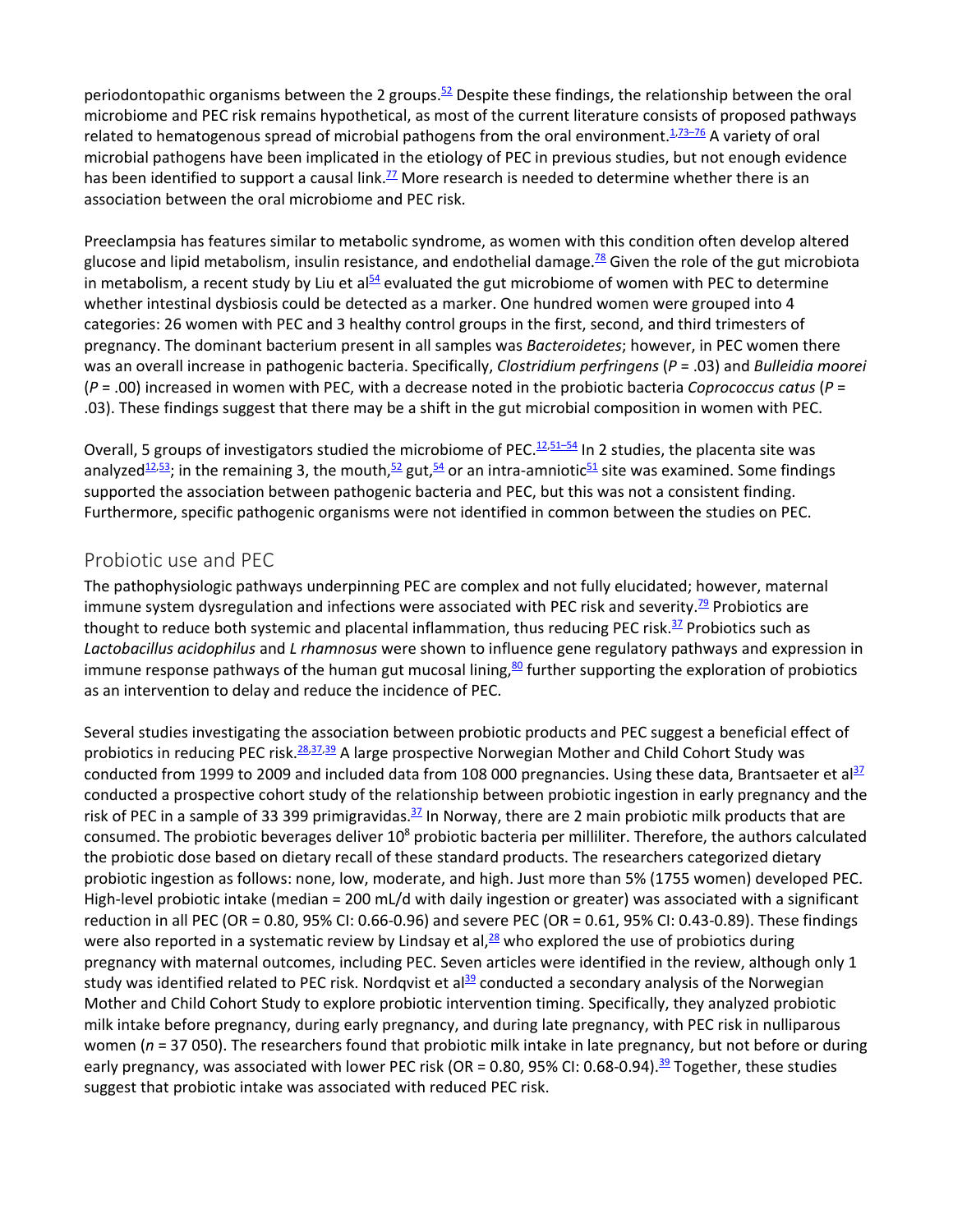periodontopathic organisms between the 2 groups.[52] Despite these findings, the relationship between the oral microbiome and PEC risk remains hypothetical, as most of the current literature consists of proposed pathways related to hematogenous spread of microbial pathogens from the oral environment.[1,73–76] A variety of oral microbial pathogens have been implicated in the etiology of PEC in previous studies, but not enough evidence has been identified to support a causal link.[77] More research is needed to determine whether there is an association between the oral microbiome and PEC risk.

Preeclampsia has features similar to metabolic syndrome, as women with this condition often develop altered glucose and lipid metabolism, insulin resistance, and endothelial damage.[78] Given the role of the gut microbiota in metabolism, a recent study by Liu et al[54] evaluated the gut microbiome of women with PEC to determine whether intestinal dysbiosis could be detected as a marker. One hundred women were grouped into 4 categories: 26 women with PEC and 3 healthy control groups in the first, second, and third trimesters of pregnancy. The dominant bacterium present in all samples was *Bacteroidetes*; however, in PEC women there was an overall increase in pathogenic bacteria. Specifically, *Clostridium perfringens* ($P$ = .03) and *Bulleidia moorei* ($P$ = .00) increased in women with PEC, with a decrease noted in the probiotic bacteria *Coprococcus catus* ($P$ = .03). These findings suggest that there may be a shift in the gut microbial composition in women with PEC.

Overall, 5 groups of investigators studied the microbiome of PEC.[12,51–54] In 2 studies, the placenta site was analyzed[12,53]; in the remaining 3, the mouth,[52] gut,[54] or an intra-amniotic[51] site was examined. Some findings supported the association between pathogenic bacteria and PEC, but this was not a consistent finding. Furthermore, specific pathogenic organisms were not identified in common between the studies on PEC.

## Probiotic use and PEC

The pathophysiologic pathways underpinning PEC are complex and not fully elucidated; however, maternal immune system dysregulation and infections were associated with PEC risk and severity.[79] Probiotics are thought to reduce both systemic and placental inflammation, thus reducing PEC risk.[37] Probiotics such as *Lactobacillus acidophilus* and *L rhamnosus* were shown to influence gene regulatory pathways and expression in immune response pathways of the human gut mucosal lining,[80] further supporting the exploration of probiotics as an intervention to delay and reduce the incidence of PEC.

Several studies investigating the association between probiotic products and PEC suggest a beneficial effect of probiotics in reducing PEC risk.[28,37,39] A large prospective Norwegian Mother and Child Cohort Study was conducted from 1999 to 2009 and included data from 108 000 pregnancies. Using these data, Brantsaeter et al[37] conducted a prospective cohort study of the relationship between probiotic ingestion in early pregnancy and the risk of PEC in a sample of 33 399 primigravidas.[37] In Norway, there are 2 main probiotic milk products that are consumed. The probiotic beverages deliver $10^8$ probiotic bacteria per milliliter. Therefore, the authors calculated the probiotic dose based on dietary recall of these standard products. The researchers categorized dietary probiotic ingestion as follows: none, low, moderate, and high. Just more than 5% (1755 women) developed PEC. High-level probiotic intake (median = 200 mL/d with daily ingestion or greater) was associated with a significant reduction in all PEC (OR = 0.80, 95% CI: 0.66-0.96) and severe PEC (OR = 0.61, 95% CI: 0.43-0.89). These findings were also reported in a systematic review by Lindsay et al,[28] who explored the use of probiotics during pregnancy with maternal outcomes, including PEC. Seven articles were identified in the review, although only 1 study was identified related to PEC risk. Nordqvist et al[39] conducted a secondary analysis of the Norwegian Mother and Child Cohort Study to explore probiotic intervention timing. Specifically, they analyzed probiotic milk intake before pregnancy, during early pregnancy, and during late pregnancy, with PEC risk in nulliparous women ($n$ = 37 050). The researchers found that probiotic milk intake in late pregnancy, but not before or during early pregnancy, was associated with lower PEC risk (OR = 0.80, 95% CI: 0.68-0.94).[39] Together, these studies suggest that probiotic intake was associated with reduced PEC risk.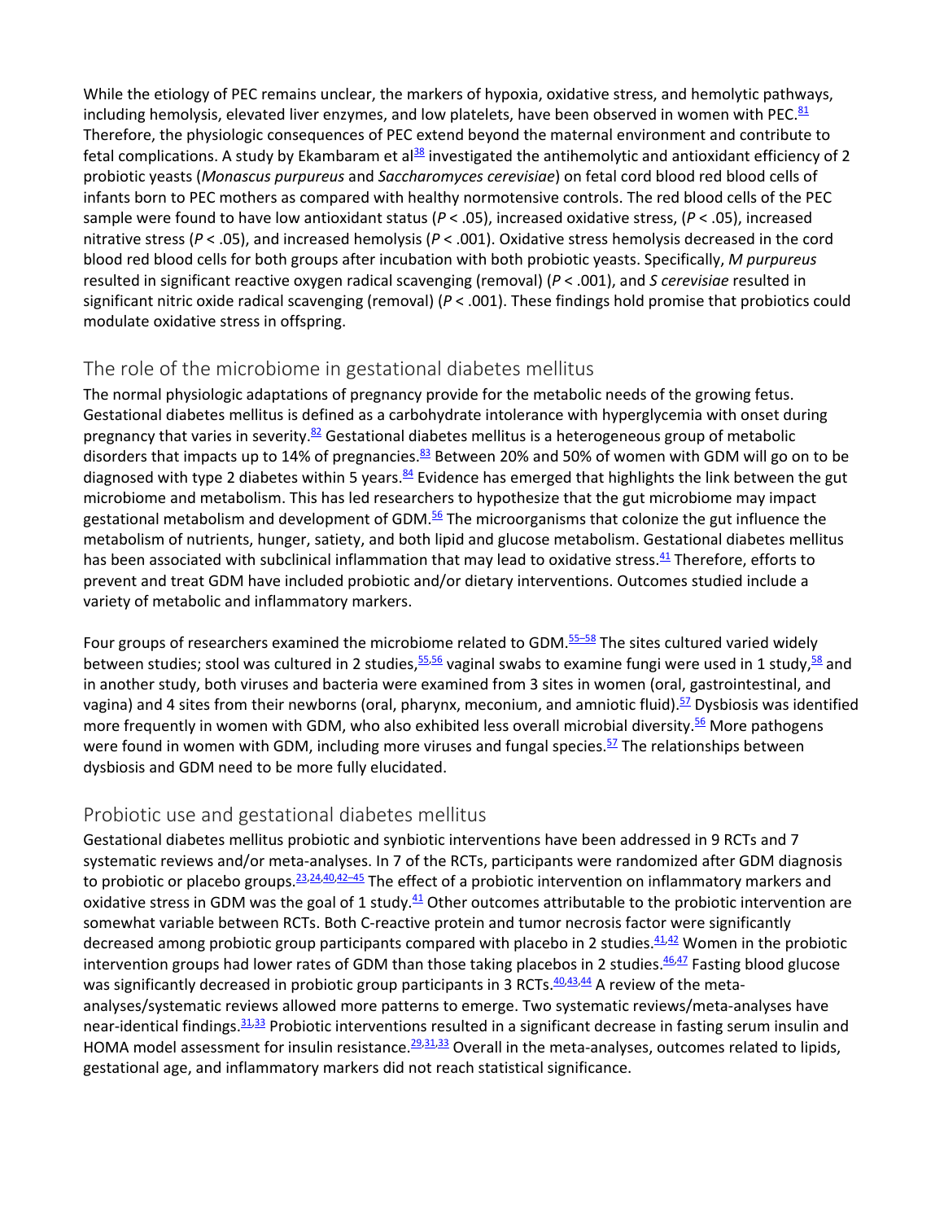While the etiology of PEC remains unclear, the markers of hypoxia, oxidative stress, and hemolytic pathways, including hemolysis, elevated liver enzymes, and low platelets, have been observed in women with PEC.[81] Therefore, the physiologic consequences of PEC extend beyond the maternal environment and contribute to fetal complications. A study by Ekambaram et al[38] investigated the antihemolytic and antioxidant efficiency of 2 probiotic yeasts (*Monascus purpureus* and *Saccharomyces cerevisiae*) on fetal cord blood red blood cells of infants born to PEC mothers as compared with healthy normotensive controls. The red blood cells of the PEC sample were found to have low antioxidant status ($P < .05$), increased oxidative stress, ($P < .05$), increased nitrative stress ($P < .05$), and increased hemolysis ($P < .001$). Oxidative stress hemolysis decreased in the cord blood red blood cells for both groups after incubation with both probiotic yeasts. Specifically, *M purpureus* resulted in significant reactive oxygen radical scavenging (removal) ($P < .001$), and *S cerevisiae* resulted in significant nitric oxide radical scavenging (removal) ($P < .001$). These findings hold promise that probiotics could modulate oxidative stress in offspring.

## The role of the microbiome in gestational diabetes mellitus

The normal physiologic adaptations of pregnancy provide for the metabolic needs of the growing fetus. Gestational diabetes mellitus is defined as a carbohydrate intolerance with hyperglycemia with onset during pregnancy that varies in severity.[82] Gestational diabetes mellitus is a heterogeneous group of metabolic disorders that impacts up to 14% of pregnancies.[83] Between 20% and 50% of women with GDM will go on to be diagnosed with type 2 diabetes within 5 years.[84] Evidence has emerged that highlights the link between the gut microbiome and metabolism. This has led researchers to hypothesize that the gut microbiome may impact gestational metabolism and development of GDM.[56] The microorganisms that colonize the gut influence the metabolism of nutrients, hunger, satiety, and both lipid and glucose metabolism. Gestational diabetes mellitus has been associated with subclinical inflammation that may lead to oxidative stress.[41] Therefore, efforts to prevent and treat GDM have included probiotic and/or dietary interventions. Outcomes studied include a variety of metabolic and inflammatory markers.

Four groups of researchers examined the microbiome related to GDM.[55–58] The sites cultured varied widely between studies; stool was cultured in 2 studies,[55,56] vaginal swabs to examine fungi were used in 1 study,[58] and in another study, both viruses and bacteria were examined from 3 sites in women (oral, gastrointestinal, and vagina) and 4 sites from their newborns (oral, pharynx, meconium, and amniotic fluid).[57] Dysbiosis was identified more frequently in women with GDM, who also exhibited less overall microbial diversity.[56] More pathogens were found in women with GDM, including more viruses and fungal species.[57] The relationships between dysbiosis and GDM need to be more fully elucidated.

## Probiotic use and gestational diabetes mellitus

Gestational diabetes mellitus probiotic and synbiotic interventions have been addressed in 9 RCTs and 7 systematic reviews and/or meta-analyses. In 7 of the RCTs, participants were randomized after GDM diagnosis to probiotic or placebo groups.[23,24,40,42–45] The effect of a probiotic intervention on inflammatory markers and oxidative stress in GDM was the goal of 1 study.[41] Other outcomes attributable to the probiotic intervention are somewhat variable between RCTs. Both C-reactive protein and tumor necrosis factor were significantly decreased among probiotic group participants compared with placebo in 2 studies.[41,42] Women in the probiotic intervention groups had lower rates of GDM than those taking placebos in 2 studies.[46,47] Fasting blood glucose was significantly decreased in probiotic group participants in 3 RCTs.[40,43,44] A review of the meta-analyses/systematic reviews allowed more patterns to emerge. Two systematic reviews/meta-analyses have near-identical findings.[31,33] Probiotic interventions resulted in a significant decrease in fasting serum insulin and HOMA model assessment for insulin resistance.[29,31,33] Overall in the meta-analyses, outcomes related to lipids, gestational age, and inflammatory markers did not reach statistical significance.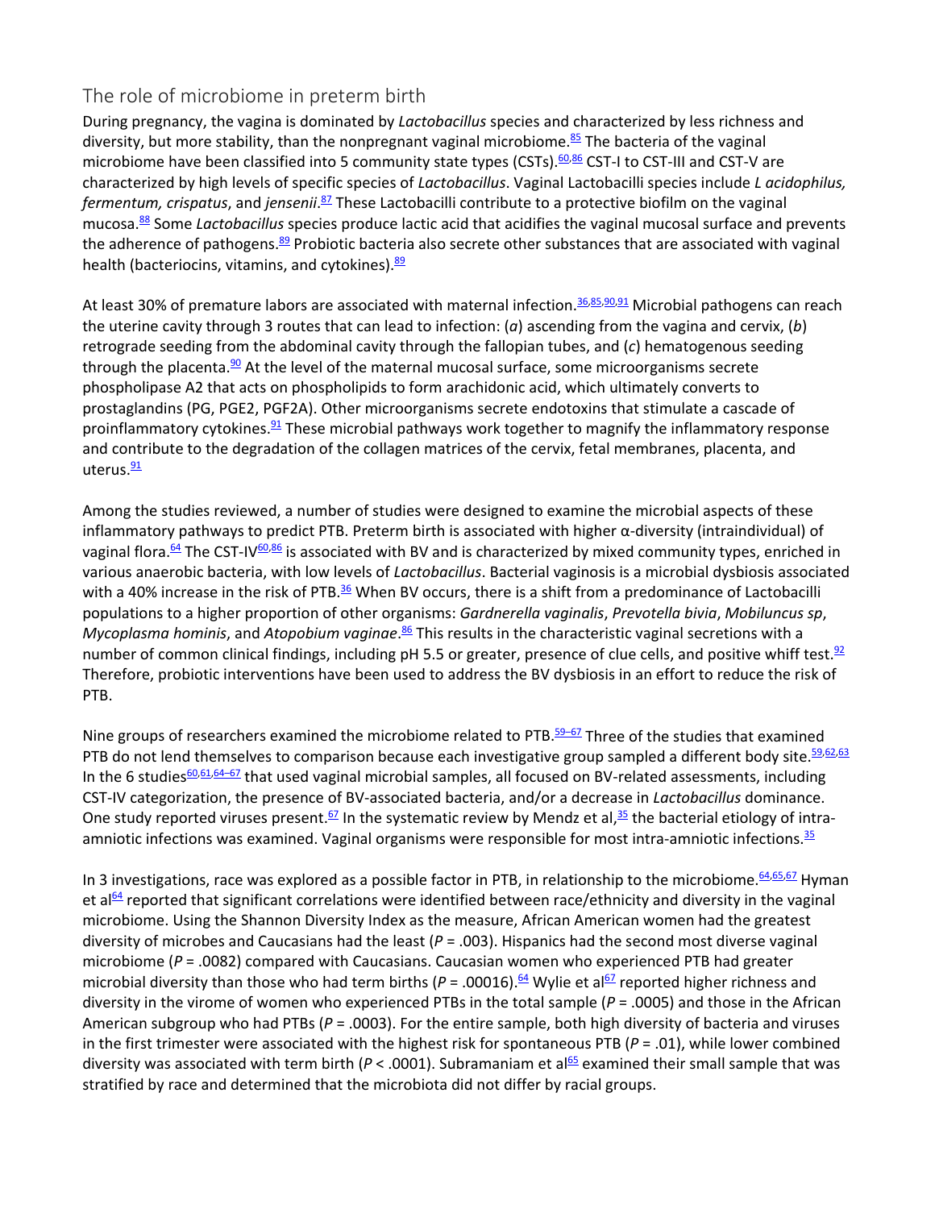## The role of microbiome in preterm birth

During pregnancy, the vagina is dominated by *Lactobacillus* species and characterized by less richness and diversity, but more stability, than the nonpregnant vaginal microbiome.[85] The bacteria of the vaginal microbiome have been classified into 5 community state types (CSTs).[60,86] CST-I to CST-III and CST-V are characterized by high levels of specific species of *Lactobacillus*. Vaginal Lactobacilli species include *L acidophilus, fermentum, crispatus*, and *jensenii*.[87] These Lactobacilli contribute to a protective biofilm on the vaginal mucosa.[88] Some *Lactobacillus* species produce lactic acid that acidifies the vaginal mucosal surface and prevents the adherence of pathogens.[89] Probiotic bacteria also secrete other substances that are associated with vaginal health (bacteriocins, vitamins, and cytokines).[89]

At least 30% of premature labors are associated with maternal infection.[36,85,90,91] Microbial pathogens can reach the uterine cavity through 3 routes that can lead to infection: (*a*) ascending from the vagina and cervix, (*b*) retrograde seeding from the abdominal cavity through the fallopian tubes, and (*c*) hematogenous seeding through the placenta.[90] At the level of the maternal mucosal surface, some microorganisms secrete phospholipase A2 that acts on phospholipids to form arachidonic acid, which ultimately converts to prostaglandins (PG, PGE2, PGF2A). Other microorganisms secrete endotoxins that stimulate a cascade of proinflammatory cytokines.[91] These microbial pathways work together to magnify the inflammatory response and contribute to the degradation of the collagen matrices of the cervix, fetal membranes, placenta, and uterus.[91]

Among the studies reviewed, a number of studies were designed to examine the microbial aspects of these inflammatory pathways to predict PTB. Preterm birth is associated with higher α-diversity (intraindividual) of vaginal flora.[64] The CST-IV[60,86] is associated with BV and is characterized by mixed community types, enriched in various anaerobic bacteria, with low levels of *Lactobacillus*. Bacterial vaginosis is a microbial dysbiosis associated with a 40% increase in the risk of PTB.[36] When BV occurs, there is a shift from a predominance of Lactobacilli populations to a higher proportion of other organisms: *Gardnerella vaginalis*, *Prevotella bivia*, *Mobiluncus sp*, *Mycoplasma hominis*, and *Atopobium vaginae*.[86] This results in the characteristic vaginal secretions with a number of common clinical findings, including pH 5.5 or greater, presence of clue cells, and positive whiff test.[92] Therefore, probiotic interventions have been used to address the BV dysbiosis in an effort to reduce the risk of PTB.

Nine groups of researchers examined the microbiome related to PTB.[59–67] Three of the studies that examined PTB do not lend themselves to comparison because each investigative group sampled a different body site.[59,62,63] In the 6 studies[60,61,64–67] that used vaginal microbial samples, all focused on BV-related assessments, including CST-IV categorization, the presence of BV-associated bacteria, and/or a decrease in *Lactobacillus* dominance. One study reported viruses present.[67] In the systematic review by Mendz et al,[35] the bacterial etiology of intra-amniotic infections was examined. Vaginal organisms were responsible for most intra-amniotic infections.[35]

In 3 investigations, race was explored as a possible factor in PTB, in relationship to the microbiome.[64,65,67] Hyman et al[64] reported that significant correlations were identified between race/ethnicity and diversity in the vaginal microbiome. Using the Shannon Diversity Index as the measure, African American women had the greatest diversity of microbes and Caucasians had the least ($P = .003$). Hispanics had the second most diverse vaginal microbiome ($P = .0082$) compared with Caucasians. Caucasian women who experienced PTB had greater microbial diversity than those who had term births ($P = .00016$).[64] Wylie et al[67] reported higher richness and diversity in the virome of women who experienced PTBs in the total sample ($P = .0005$) and those in the African American subgroup who had PTBs ($P = .0003$). For the entire sample, both high diversity of bacteria and viruses in the first trimester were associated with the highest risk for spontaneous PTB ($P = .01$), while lower combined diversity was associated with term birth ($P < .0001$). Subramaniam et al[65] examined their small sample that was stratified by race and determined that the microbiota did not differ by racial groups.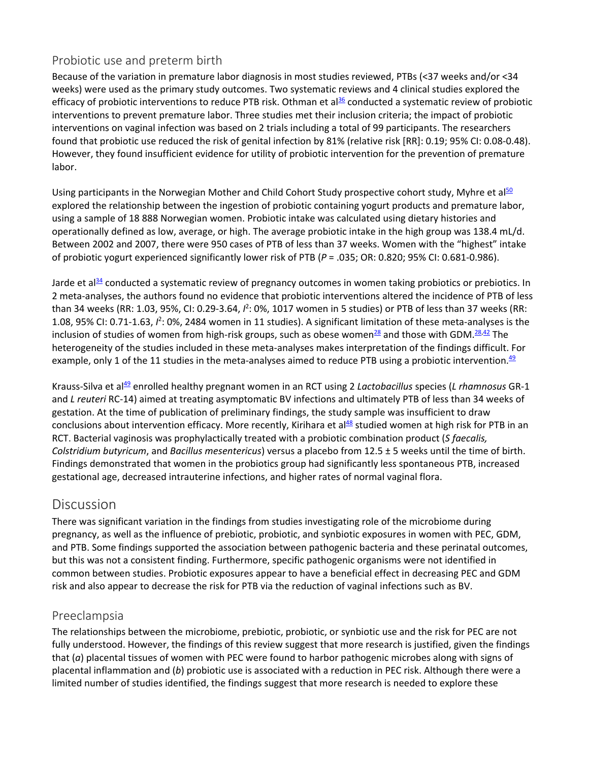## Probiotic use and preterm birth

Because of the variation in premature labor diagnosis in most studies reviewed, PTBs (<37 weeks and/or <34 weeks) were used as the primary study outcomes. Two systematic reviews and 4 clinical studies explored the efficacy of probiotic interventions to reduce PTB risk. Othman et al[36] conducted a systematic review of probiotic interventions to prevent premature labor. Three studies met their inclusion criteria; the impact of probiotic interventions on vaginal infection was based on 2 trials including a total of 99 participants. The researchers found that probiotic use reduced the risk of genital infection by 81% (relative risk [RR]: 0.19; 95% CI: 0.08-0.48). However, they found insufficient evidence for utility of probiotic intervention for the prevention of premature labor.

Using participants in the Norwegian Mother and Child Cohort Study prospective cohort study, Myhre et al[50] explored the relationship between the ingestion of probiotic containing yogurt products and premature labor, using a sample of 18 888 Norwegian women. Probiotic intake was calculated using dietary histories and operationally defined as low, average, or high. The average probiotic intake in the high group was 138.4 mL/d. Between 2002 and 2007, there were 950 cases of PTB of less than 37 weeks. Women with the "highest" intake of probiotic yogurt experienced significantly lower risk of PTB ($P$ = .035; OR: 0.820; 95% CI: 0.681-0.986).

Jarde et al[34] conducted a systematic review of pregnancy outcomes in women taking probiotics or prebiotics. In 2 meta-analyses, the authors found no evidence that probiotic interventions altered the incidence of PTB of less than 34 weeks (RR: 1.03, 95%, CI: 0.29-3.64, $I^2$: 0%, 1017 women in 5 studies) or PTB of less than 37 weeks (RR: 1.08, 95% CI: 0.71-1.63, $I^2$: 0%, 2484 women in 11 studies). A significant limitation of these meta-analyses is the inclusion of studies of women from high-risk groups, such as obese women[28] and those with GDM.[28,42] The heterogeneity of the studies included in these meta-analyses makes interpretation of the findings difficult. For example, only 1 of the 11 studies in the meta-analyses aimed to reduce PTB using a probiotic intervention.[49]

Krauss-Silva et al[49] enrolled healthy pregnant women in an RCT using 2 *Lactobacillus* species (*L rhamnosus* GR-1 and *L reuteri* RC-14) aimed at treating asymptomatic BV infections and ultimately PTB of less than 34 weeks of gestation. At the time of publication of preliminary findings, the study sample was insufficient to draw conclusions about intervention efficacy. More recently, Kirihara et al[48] studied women at high risk for PTB in an RCT. Bacterial vaginosis was prophylactically treated with a probiotic combination product (*S faecalis, Colstridium butyricum*, and *Bacillus mesentericus*) versus a placebo from 12.5 ± 5 weeks until the time of birth. Findings demonstrated that women in the probiotics group had significantly less spontaneous PTB, increased gestational age, decreased intrauterine infections, and higher rates of normal vaginal flora.

# Discussion

There was significant variation in the findings from studies investigating role of the microbiome during pregnancy, as well as the influence of prebiotic, probiotic, and synbiotic exposures in women with PEC, GDM, and PTB. Some findings supported the association between pathogenic bacteria and these perinatal outcomes, but this was not a consistent finding. Furthermore, specific pathogenic organisms were not identified in common between studies. Probiotic exposures appear to have a beneficial effect in decreasing PEC and GDM risk and also appear to decrease the risk for PTB via the reduction of vaginal infections such as BV.

## Preeclampsia

The relationships between the microbiome, prebiotic, probiotic, or synbiotic use and the risk for PEC are not fully understood. However, the findings of this review suggest that more research is justified, given the findings that (*a*) placental tissues of women with PEC were found to harbor pathogenic microbes along with signs of placental inflammation and (*b*) probiotic use is associated with a reduction in PEC risk. Although there were a limited number of studies identified, the findings suggest that more research is needed to explore these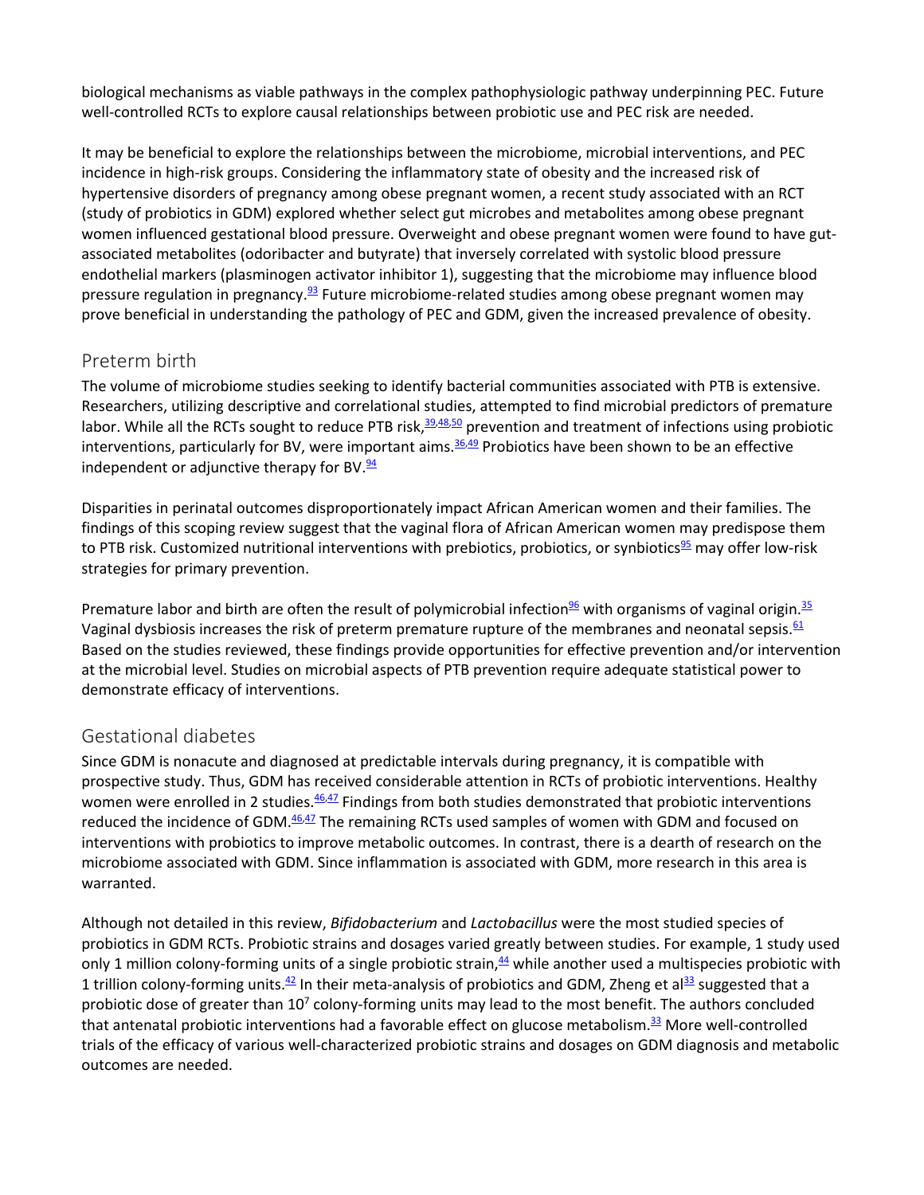biological mechanisms as viable pathways in the complex pathophysiologic pathway underpinning PEC. Future well-controlled RCTs to explore causal relationships between probiotic use and PEC risk are needed.

It may be beneficial to explore the relationships between the microbiome, microbial interventions, and PEC incidence in high-risk groups. Considering the inflammatory state of obesity and the increased risk of hypertensive disorders of pregnancy among obese pregnant women, a recent study associated with an RCT (study of probiotics in GDM) explored whether select gut microbes and metabolites among obese pregnant women influenced gestational blood pressure. Overweight and obese pregnant women were found to have gut-associated metabolites (odoribacter and butyrate) that inversely correlated with systolic blood pressure endothelial markers (plasminogen activator inhibitor 1), suggesting that the microbiome may influence blood pressure regulation in pregnancy.[93] Future microbiome-related studies among obese pregnant women may prove beneficial in understanding the pathology of PEC and GDM, given the increased prevalence of obesity.

## Preterm birth

The volume of microbiome studies seeking to identify bacterial communities associated with PTB is extensive. Researchers, utilizing descriptive and correlational studies, attempted to find microbial predictors of premature labor. While all the RCTs sought to reduce PTB risk,[39,48,50] prevention and treatment of infections using probiotic interventions, particularly for BV, were important aims.[36,49] Probiotics have been shown to be an effective independent or adjunctive therapy for BV.[94]

Disparities in perinatal outcomes disproportionately impact African American women and their families. The findings of this scoping review suggest that the vaginal flora of African American women may predispose them to PTB risk. Customized nutritional interventions with prebiotics, probiotics, or synbiotics[95] may offer low-risk strategies for primary prevention.

Premature labor and birth are often the result of polymicrobial infection[96] with organisms of vaginal origin.[35] Vaginal dysbiosis increases the risk of preterm premature rupture of the membranes and neonatal sepsis.[61] Based on the studies reviewed, these findings provide opportunities for effective prevention and/or intervention at the microbial level. Studies on microbial aspects of PTB prevention require adequate statistical power to demonstrate efficacy of interventions.

## Gestational diabetes

Since GDM is nonacute and diagnosed at predictable intervals during pregnancy, it is compatible with prospective study. Thus, GDM has received considerable attention in RCTs of probiotic interventions. Healthy women were enrolled in 2 studies.[46,47] Findings from both studies demonstrated that probiotic interventions reduced the incidence of GDM.[46,47] The remaining RCTs used samples of women with GDM and focused on interventions with probiotics to improve metabolic outcomes. In contrast, there is a dearth of research on the microbiome associated with GDM. Since inflammation is associated with GDM, more research in this area is warranted.

Although not detailed in this review, *Bifidobacterium* and *Lactobacillus* were the most studied species of probiotics in GDM RCTs. Probiotic strains and dosages varied greatly between studies. For example, 1 study used only 1 million colony-forming units of a single probiotic strain,[44] while another used a multispecies probiotic with 1 trillion colony-forming units.[42] In their meta-analysis of probiotics and GDM, Zheng et al[33] suggested that a probiotic dose of greater than $10^7$ colony-forming units may lead to the most benefit. The authors concluded that antenatal probiotic interventions had a favorable effect on glucose metabolism.[33] More well-controlled trials of the efficacy of various well-characterized probiotic strains and dosages on GDM diagnosis and metabolic outcomes are needed.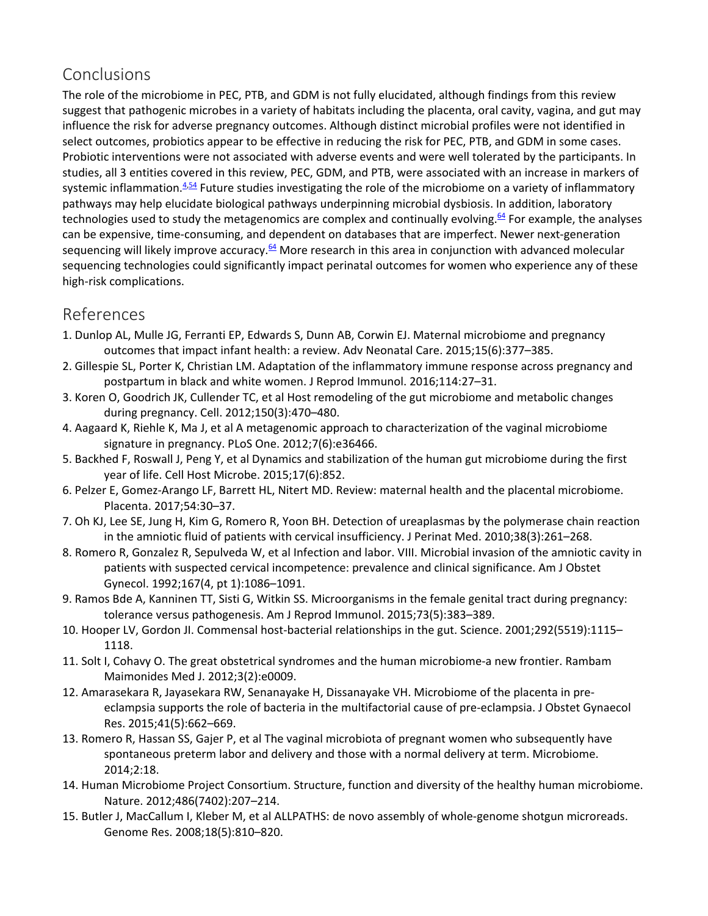## Conclusions

The role of the microbiome in PEC, PTB, and GDM is not fully elucidated, although findings from this review suggest that pathogenic microbes in a variety of habitats including the placenta, oral cavity, vagina, and gut may influence the risk for adverse pregnancy outcomes. Although distinct microbial profiles were not identified in select outcomes, probiotics appear to be effective in reducing the risk for PEC, PTB, and GDM in some cases. Probiotic interventions were not associated with adverse events and were well tolerated by the participants. In studies, all 3 entities covered in this review, PEC, GDM, and PTB, were associated with an increase in markers of systemic inflammation.[4,54] Future studies investigating the role of the microbiome on a variety of inflammatory pathways may help elucidate biological pathways underpinning microbial dysbiosis. In addition, laboratory technologies used to study the metagenomics are complex and continually evolving.[64] For example, the analyses can be expensive, time-consuming, and dependent on databases that are imperfect. Newer next-generation sequencing will likely improve accuracy.[64] More research in this area in conjunction with advanced molecular sequencing technologies could significantly impact perinatal outcomes for women who experience any of these high-risk complications.

## References

1. Dunlop AL, Mulle JG, Ferranti EP, Edwards S, Dunn AB, Corwin EJ. Maternal microbiome and pregnancy outcomes that impact infant health: a review. Adv Neonatal Care. 2015;15(6):377–385.
2. Gillespie SL, Porter K, Christian LM. Adaptation of the inflammatory immune response across pregnancy and postpartum in black and white women. J Reprod Immunol. 2016;114:27–31.
3. Koren O, Goodrich JK, Cullender TC, et al Host remodeling of the gut microbiome and metabolic changes during pregnancy. Cell. 2012;150(3):470–480.
4. Aagaard K, Riehle K, Ma J, et al A metagenomic approach to characterization of the vaginal microbiome signature in pregnancy. PLoS One. 2012;7(6):e36466.
5. Backhed F, Roswall J, Peng Y, et al Dynamics and stabilization of the human gut microbiome during the first year of life. Cell Host Microbe. 2015;17(6):852.
6. Pelzer E, Gomez-Arango LF, Barrett HL, Nitert MD. Review: maternal health and the placental microbiome. Placenta. 2017;54:30–37.
7. Oh KJ, Lee SE, Jung H, Kim G, Romero R, Yoon BH. Detection of ureaplasmas by the polymerase chain reaction in the amniotic fluid of patients with cervical insufficiency. J Perinat Med. 2010;38(3):261–268.
8. Romero R, Gonzalez R, Sepulveda W, et al Infection and labor. VIII. Microbial invasion of the amniotic cavity in patients with suspected cervical incompetence: prevalence and clinical significance. Am J Obstet Gynecol. 1992;167(4, pt 1):1086–1091.
9. Ramos Bde A, Kanninen TT, Sisti G, Witkin SS. Microorganisms in the female genital tract during pregnancy: tolerance versus pathogenesis. Am J Reprod Immunol. 2015;73(5):383–389.
10. Hooper LV, Gordon JI. Commensal host-bacterial relationships in the gut. Science. 2001;292(5519):1115–1118.
11. Solt I, Cohavy O. The great obstetrical syndromes and the human microbiome-a new frontier. Rambam Maimonides Med J. 2012;3(2):e0009.
12. Amarasekara R, Jayasekara RW, Senanayake H, Dissanayake VH. Microbiome of the placenta in pre-eclampsia supports the role of bacteria in the multifactorial cause of pre-eclampsia. J Obstet Gynaecol Res. 2015;41(5):662–669.
13. Romero R, Hassan SS, Gajer P, et al The vaginal microbiota of pregnant women who subsequently have spontaneous preterm labor and delivery and those with a normal delivery at term. Microbiome. 2014;2:18.
14. Human Microbiome Project Consortium. Structure, function and diversity of the healthy human microbiome. Nature. 2012;486(7402):207–214.
15. Butler J, MacCallum I, Kleber M, et al ALLPATHS: de novo assembly of whole-genome shotgun microreads. Genome Res. 2008;18(5):810–820.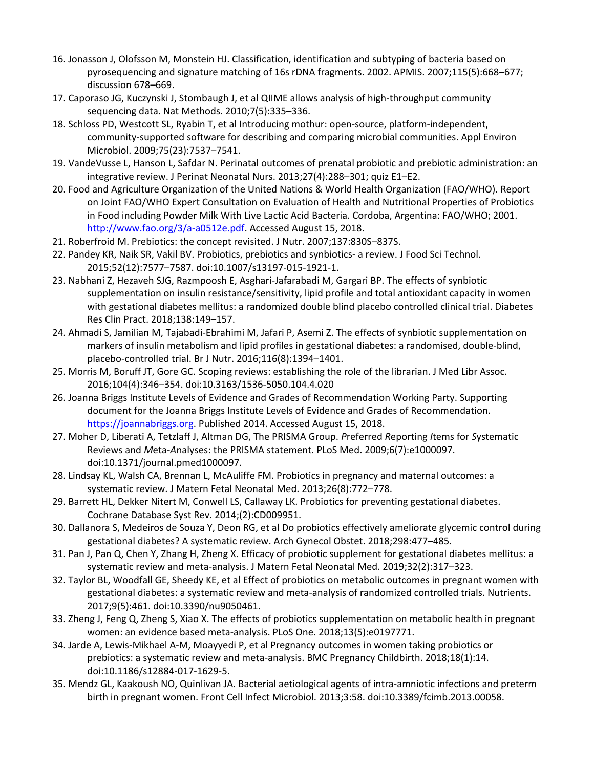16. Jonasson J, Olofsson M, Monstein HJ. Classification, identification and subtyping of bacteria based on pyrosequencing and signature matching of 16s rDNA fragments. 2002. APMIS. 2007;115(5):668–677; discussion 678–669.
17. Caporaso JG, Kuczynski J, Stombaugh J, et al QIIME allows analysis of high-throughput community sequencing data. Nat Methods. 2010;7(5):335–336.
18. Schloss PD, Westcott SL, Ryabin T, et al Introducing mothur: open-source, platform-independent, community-supported software for describing and comparing microbial communities. Appl Environ Microbiol. 2009;75(23):7537–7541.
19. VandeVusse L, Hanson L, Safdar N. Perinatal outcomes of prenatal probiotic and prebiotic administration: an integrative review. J Perinat Neonatal Nurs. 2013;27(4):288–301; quiz E1–E2.
20. Food and Agriculture Organization of the United Nations & World Health Organization (FAO/WHO). Report on Joint FAO/WHO Expert Consultation on Evaluation of Health and Nutritional Properties of Probiotics in Food including Powder Milk With Live Lactic Acid Bacteria. Cordoba, Argentina: FAO/WHO; 2001. http://www.fao.org/3/a-a0512e.pdf. Accessed August 15, 2018.
21. Roberfroid M. Prebiotics: the concept revisited. J Nutr. 2007;137:830S–837S.
22. Pandey KR, Naik SR, Vakil BV. Probiotics, prebiotics and synbiotics- a review. J Food Sci Technol. 2015;52(12):7577–7587. doi:10.1007/s13197-015-1921-1.
23. Nabhani Z, Hezaveh SJG, Razmpoosh E, Asghari-Jafarabadi M, Gargari BP. The effects of synbiotic supplementation on insulin resistance/sensitivity, lipid profile and total antioxidant capacity in women with gestational diabetes mellitus: a randomized double blind placebo controlled clinical trial. Diabetes Res Clin Pract. 2018;138:149–157.
24. Ahmadi S, Jamilian M, Tajabadi-Ebrahimi M, Jafari P, Asemi Z. The effects of synbiotic supplementation on markers of insulin metabolism and lipid profiles in gestational diabetes: a randomised, double-blind, placebo-controlled trial. Br J Nutr. 2016;116(8):1394–1401.
25. Morris M, Boruff JT, Gore GC. Scoping reviews: establishing the role of the librarian. J Med Libr Assoc. 2016;104(4):346–354. doi:10.3163/1536-5050.104.4.020
26. Joanna Briggs Institute Levels of Evidence and Grades of Recommendation Working Party. Supporting document for the Joanna Briggs Institute Levels of Evidence and Grades of Recommendation. https://joannabriggs.org. Published 2014. Accessed August 15, 2018.
27. Moher D, Liberati A, Tetzlaff J, Altman DG, The PRISMA Group. *P*referred *R*eporting *I*tems for *S*ystematic Reviews and *M*eta-*A*nalyses: the PRISMA statement. PLoS Med. 2009;6(7):e1000097. doi:10.1371/journal.pmed1000097.
28. Lindsay KL, Walsh CA, Brennan L, McAuliffe FM. Probiotics in pregnancy and maternal outcomes: a systematic review. J Matern Fetal Neonatal Med. 2013;26(8):772–778.
29. Barrett HL, Dekker Nitert M, Conwell LS, Callaway LK. Probiotics for preventing gestational diabetes. Cochrane Database Syst Rev. 2014;(2):CD009951.
30. Dallanora S, Medeiros de Souza Y, Deon RG, et al Do probiotics effectively ameliorate glycemic control during gestational diabetes? A systematic review. Arch Gynecol Obstet. 2018;298:477–485.
31. Pan J, Pan Q, Chen Y, Zhang H, Zheng X. Efficacy of probiotic supplement for gestational diabetes mellitus: a systematic review and meta-analysis. J Matern Fetal Neonatal Med. 2019;32(2):317–323.
32. Taylor BL, Woodfall GE, Sheedy KE, et al Effect of probiotics on metabolic outcomes in pregnant women with gestational diabetes: a systematic review and meta-analysis of randomized controlled trials. Nutrients. 2017;9(5):461. doi:10.3390/nu9050461.
33. Zheng J, Feng Q, Zheng S, Xiao X. The effects of probiotics supplementation on metabolic health in pregnant women: an evidence based meta-analysis. PLoS One. 2018;13(5):e0197771.
34. Jarde A, Lewis-Mikhael A-M, Moayyedi P, et al Pregnancy outcomes in women taking probiotics or prebiotics: a systematic review and meta-analysis. BMC Pregnancy Childbirth. 2018;18(1):14. doi:10.1186/s12884-017-1629-5.
35. Mendz GL, Kaakoush NO, Quinlivan JA. Bacterial aetiological agents of intra-amniotic infections and preterm birth in pregnant women. Front Cell Infect Microbiol. 2013;3:58. doi:10.3389/fcimb.2013.00058.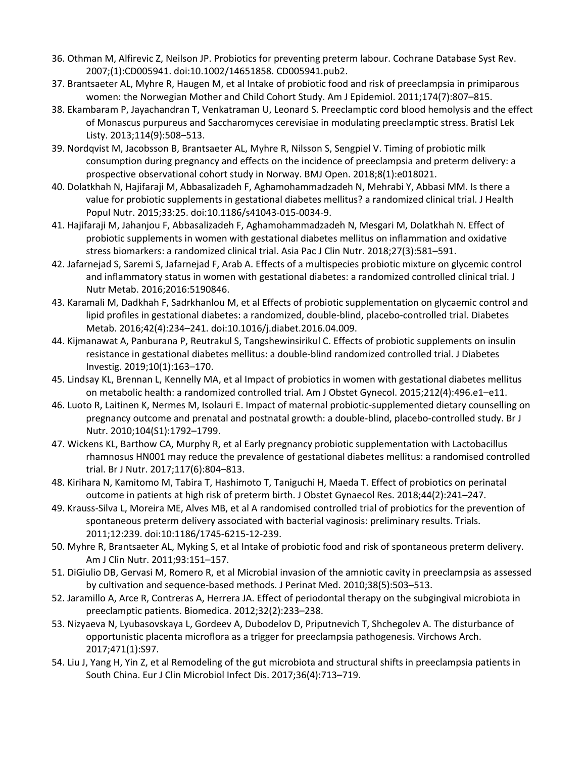36. Othman M, Alfirevic Z, Neilson JP. Probiotics for preventing preterm labour. Cochrane Database Syst Rev. 2007;(1):CD005941. doi:10.1002/14651858. CD005941.pub2.
37. Brantsaeter AL, Myhre R, Haugen M, et al Intake of probiotic food and risk of preeclampsia in primiparous women: the Norwegian Mother and Child Cohort Study. Am J Epidemiol. 2011;174(7):807–815.
38. Ekambaram P, Jayachandran T, Venkatraman U, Leonard S. Preeclamptic cord blood hemolysis and the effect of Monascus purpureus and Saccharomyces cerevisiae in modulating preeclamptic stress. Bratisl Lek Listy. 2013;114(9):508–513.
39. Nordqvist M, Jacobsson B, Brantsaeter AL, Myhre R, Nilsson S, Sengpiel V. Timing of probiotic milk consumption during pregnancy and effects on the incidence of preeclampsia and preterm delivery: a prospective observational cohort study in Norway. BMJ Open. 2018;8(1):e018021.
40. Dolatkhah N, Hajifaraji M, Abbasalizadeh F, Aghamohammadzadeh N, Mehrabi Y, Abbasi MM. Is there a value for probiotic supplements in gestational diabetes mellitus? a randomized clinical trial. J Health Popul Nutr. 2015;33:25. doi:10.1186/s41043-015-0034-9.
41. Hajifaraji M, Jahanjou F, Abbasalizadeh F, Aghamohammadzadeh N, Mesgari M, Dolatkhah N. Effect of probiotic supplements in women with gestational diabetes mellitus on inflammation and oxidative stress biomarkers: a randomized clinical trial. Asia Pac J Clin Nutr. 2018;27(3):581–591.
42. Jafarnejad S, Saremi S, Jafarnejad F, Arab A. Effects of a multispecies probiotic mixture on glycemic control and inflammatory status in women with gestational diabetes: a randomized controlled clinical trial. J Nutr Metab. 2016;2016:5190846.
43. Karamali M, Dadkhah F, Sadrkhanlou M, et al Effects of probiotic supplementation on glycaemic control and lipid profiles in gestational diabetes: a randomized, double-blind, placebo-controlled trial. Diabetes Metab. 2016;42(4):234–241. doi:10.1016/j.diabet.2016.04.009.
44. Kijmanawat A, Panburana P, Reutrakul S, Tangshewinsirikul C. Effects of probiotic supplements on insulin resistance in gestational diabetes mellitus: a double-blind randomized controlled trial. J Diabetes Investig. 2019;10(1):163–170.
45. Lindsay KL, Brennan L, Kennelly MA, et al Impact of probiotics in women with gestational diabetes mellitus on metabolic health: a randomized controlled trial. Am J Obstet Gynecol. 2015;212(4):496.e1–e11.
46. Luoto R, Laitinen K, Nermes M, Isolauri E. Impact of maternal probiotic-supplemented dietary counselling on pregnancy outcome and prenatal and postnatal growth: a double-blind, placebo-controlled study. Br J Nutr. 2010;104(S1):1792–1799.
47. Wickens KL, Barthow CA, Murphy R, et al Early pregnancy probiotic supplementation with Lactobacillus rhamnosus HN001 may reduce the prevalence of gestational diabetes mellitus: a randomised controlled trial. Br J Nutr. 2017;117(6):804–813.
48. Kirihara N, Kamitomo M, Tabira T, Hashimoto T, Taniguchi H, Maeda T. Effect of probiotics on perinatal outcome in patients at high risk of preterm birth. J Obstet Gynaecol Res. 2018;44(2):241–247.
49. Krauss-Silva L, Moreira ME, Alves MB, et al A randomised controlled trial of probiotics for the prevention of spontaneous preterm delivery associated with bacterial vaginosis: preliminary results. Trials. 2011;12:239. doi:10:1186/1745-6215-12-239.
50. Myhre R, Brantsaeter AL, Myking S, et al Intake of probiotic food and risk of spontaneous preterm delivery. Am J Clin Nutr. 2011;93:151–157.
51. DiGiulio DB, Gervasi M, Romero R, et al Microbial invasion of the amniotic cavity in preeclampsia as assessed by cultivation and sequence-based methods. J Perinat Med. 2010;38(5):503–513.
52. Jaramillo A, Arce R, Contreras A, Herrera JA. Effect of periodontal therapy on the subgingival microbiota in preeclamptic patients. Biomedica. 2012;32(2):233–238.
53. Nizyaeva N, Lyubasovskaya L, Gordeev A, Dubodelov D, Priputnevich T, Shchegolev A. The disturbance of opportunistic placenta microflora as a trigger for preeclampsia pathogenesis. Virchows Arch. 2017;471(1):S97.
54. Liu J, Yang H, Yin Z, et al Remodeling of the gut microbiota and structural shifts in preeclampsia patients in South China. Eur J Clin Microbiol Infect Dis. 2017;36(4):713–719.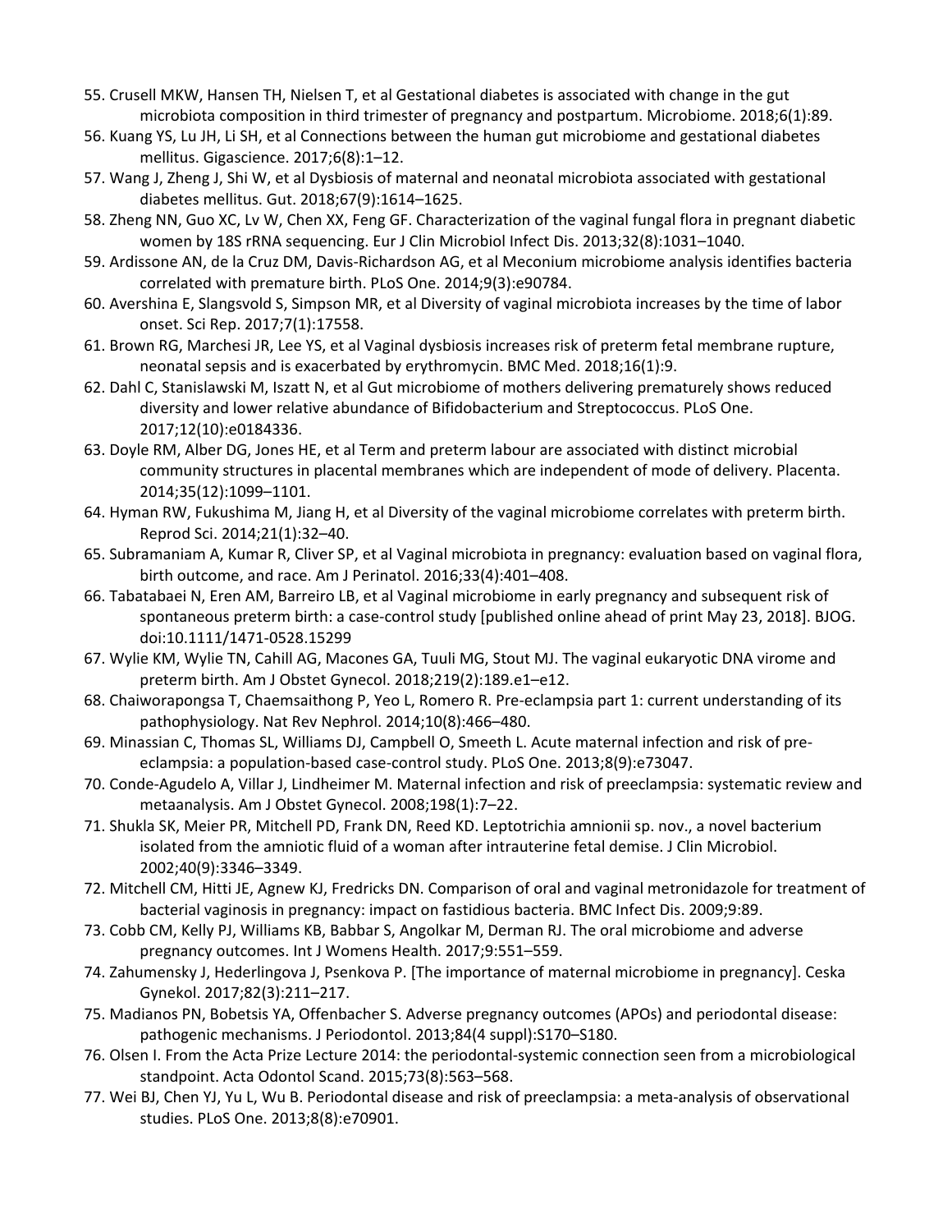55. Crusell MKW, Hansen TH, Nielsen T, et al Gestational diabetes is associated with change in the gut microbiota composition in third trimester of pregnancy and postpartum. Microbiome. 2018;6(1):89.
56. Kuang YS, Lu JH, Li SH, et al Connections between the human gut microbiome and gestational diabetes mellitus. Gigascience. 2017;6(8):1–12.
57. Wang J, Zheng J, Shi W, et al Dysbiosis of maternal and neonatal microbiota associated with gestational diabetes mellitus. Gut. 2018;67(9):1614–1625.
58. Zheng NN, Guo XC, Lv W, Chen XX, Feng GF. Characterization of the vaginal fungal flora in pregnant diabetic women by 18S rRNA sequencing. Eur J Clin Microbiol Infect Dis. 2013;32(8):1031–1040.
59. Ardissone AN, de la Cruz DM, Davis-Richardson AG, et al Meconium microbiome analysis identifies bacteria correlated with premature birth. PLoS One. 2014;9(3):e90784.
60. Avershina E, Slangsvold S, Simpson MR, et al Diversity of vaginal microbiota increases by the time of labor onset. Sci Rep. 2017;7(1):17558.
61. Brown RG, Marchesi JR, Lee YS, et al Vaginal dysbiosis increases risk of preterm fetal membrane rupture, neonatal sepsis and is exacerbated by erythromycin. BMC Med. 2018;16(1):9.
62. Dahl C, Stanislawski M, Iszatt N, et al Gut microbiome of mothers delivering prematurely shows reduced diversity and lower relative abundance of Bifidobacterium and Streptococcus. PLoS One. 2017;12(10):e0184336.
63. Doyle RM, Alber DG, Jones HE, et al Term and preterm labour are associated with distinct microbial community structures in placental membranes which are independent of mode of delivery. Placenta. 2014;35(12):1099–1101.
64. Hyman RW, Fukushima M, Jiang H, et al Diversity of the vaginal microbiome correlates with preterm birth. Reprod Sci. 2014;21(1):32–40.
65. Subramaniam A, Kumar R, Cliver SP, et al Vaginal microbiota in pregnancy: evaluation based on vaginal flora, birth outcome, and race. Am J Perinatol. 2016;33(4):401–408.
66. Tabatabaei N, Eren AM, Barreiro LB, et al Vaginal microbiome in early pregnancy and subsequent risk of spontaneous preterm birth: a case-control study [published online ahead of print May 23, 2018]. BJOG. doi:10.1111/1471-0528.15299
67. Wylie KM, Wylie TN, Cahill AG, Macones GA, Tuuli MG, Stout MJ. The vaginal eukaryotic DNA virome and preterm birth. Am J Obstet Gynecol. 2018;219(2):189.e1–e12.
68. Chaiworapongsa T, Chaemsaithong P, Yeo L, Romero R. Pre-eclampsia part 1: current understanding of its pathophysiology. Nat Rev Nephrol. 2014;10(8):466–480.
69. Minassian C, Thomas SL, Williams DJ, Campbell O, Smeeth L. Acute maternal infection and risk of pre-eclampsia: a population-based case-control study. PLoS One. 2013;8(9):e73047.
70. Conde-Agudelo A, Villar J, Lindheimer M. Maternal infection and risk of preeclampsia: systematic review and metaanalysis. Am J Obstet Gynecol. 2008;198(1):7–22.
71. Shukla SK, Meier PR, Mitchell PD, Frank DN, Reed KD. Leptotrichia amnionii sp. nov., a novel bacterium isolated from the amniotic fluid of a woman after intrauterine fetal demise. J Clin Microbiol. 2002;40(9):3346–3349.
72. Mitchell CM, Hitti JE, Agnew KJ, Fredricks DN. Comparison of oral and vaginal metronidazole for treatment of bacterial vaginosis in pregnancy: impact on fastidious bacteria. BMC Infect Dis. 2009;9:89.
73. Cobb CM, Kelly PJ, Williams KB, Babbar S, Angolkar M, Derman RJ. The oral microbiome and adverse pregnancy outcomes. Int J Womens Health. 2017;9:551–559.
74. Zahumensky J, Hederlingova J, Psenkova P. [The importance of maternal microbiome in pregnancy]. Ceska Gynekol. 2017;82(3):211–217.
75. Madianos PN, Bobetsis YA, Offenbacher S. Adverse pregnancy outcomes (APOs) and periodontal disease: pathogenic mechanisms. J Periodontol. 2013;84(4 suppl):S170–S180.
76. Olsen I. From the Acta Prize Lecture 2014: the periodontal-systemic connection seen from a microbiological standpoint. Acta Odontol Scand. 2015;73(8):563–568.
77. Wei BJ, Chen YJ, Yu L, Wu B. Periodontal disease and risk of preeclampsia: a meta-analysis of observational studies. PLoS One. 2013;8(8):e70901.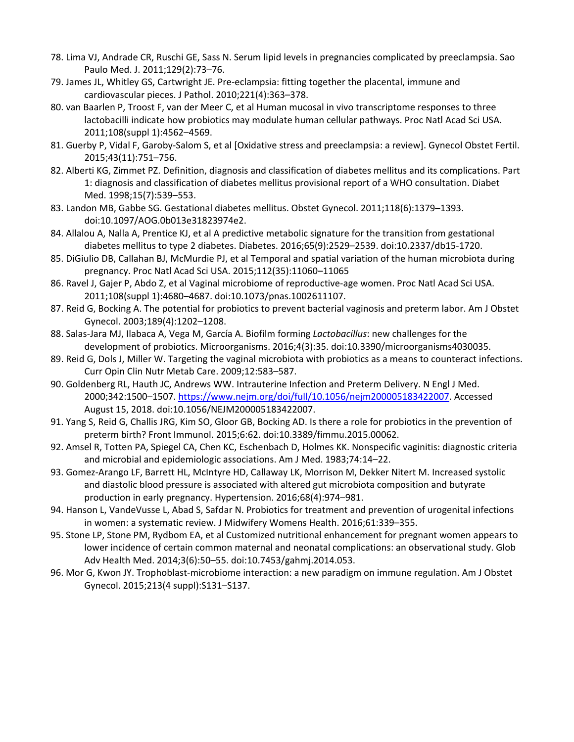78. Lima VJ, Andrade CR, Ruschi GE, Sass N. Serum lipid levels in pregnancies complicated by preeclampsia. Sao Paulo Med. J. 2011;129(2):73–76.
79. James JL, Whitley GS, Cartwright JE. Pre-eclampsia: fitting together the placental, immune and cardiovascular pieces. J Pathol. 2010;221(4):363–378.
80. van Baarlen P, Troost F, van der Meer C, et al Human mucosal in vivo transcriptome responses to three lactobacilli indicate how probiotics may modulate human cellular pathways. Proc Natl Acad Sci USA. 2011;108(suppl 1):4562–4569.
81. Guerby P, Vidal F, Garoby-Salom S, et al [Oxidative stress and preeclampsia: a review]. Gynecol Obstet Fertil. 2015;43(11):751–756.
82. Alberti KG, Zimmet PZ. Definition, diagnosis and classification of diabetes mellitus and its complications. Part 1: diagnosis and classification of diabetes mellitus provisional report of a WHO consultation. Diabet Med. 1998;15(7):539–553.
83. Landon MB, Gabbe SG. Gestational diabetes mellitus. Obstet Gynecol. 2011;118(6):1379–1393. doi:10.1097/AOG.0b013e31823974e2.
84. Allalou A, Nalla A, Prentice KJ, et al A predictive metabolic signature for the transition from gestational diabetes mellitus to type 2 diabetes. Diabetes. 2016;65(9):2529–2539. doi:10.2337/db15-1720.
85. DiGiulio DB, Callahan BJ, McMurdie PJ, et al Temporal and spatial variation of the human microbiota during pregnancy. Proc Natl Acad Sci USA. 2015;112(35):11060–11065
86. Ravel J, Gajer P, Abdo Z, et al Vaginal microbiome of reproductive-age women. Proc Natl Acad Sci USA. 2011;108(suppl 1):4680–4687. doi:10.1073/pnas.1002611107.
87. Reid G, Bocking A. The potential for probiotics to prevent bacterial vaginosis and preterm labor. Am J Obstet Gynecol. 2003;189(4):1202–1208.
88. Salas-Jara MJ, Ilabaca A, Vega M, García A. Biofilm forming *Lactobacillus*: new challenges for the development of probiotics. Microorganisms. 2016;4(3):35. doi:10.3390/microorganisms4030035.
89. Reid G, Dols J, Miller W. Targeting the vaginal microbiota with probiotics as a means to counteract infections. Curr Opin Clin Nutr Metab Care. 2009;12:583–587.
90. Goldenberg RL, Hauth JC, Andrews WW. Intrauterine Infection and Preterm Delivery. N Engl J Med. 2000;342:1500–1507. https://www.nejm.org/doi/full/10.1056/nejm200005183422007. Accessed August 15, 2018. doi:10.1056/NEJM200005183422007.
91. Yang S, Reid G, Challis JRG, Kim SO, Gloor GB, Bocking AD. Is there a role for probiotics in the prevention of preterm birth? Front Immunol. 2015;6:62. doi:10.3389/fimmu.2015.00062.
92. Amsel R, Totten PA, Spiegel CA, Chen KC, Eschenbach D, Holmes KK. Nonspecific vaginitis: diagnostic criteria and microbial and epidemiologic associations. Am J Med. 1983;74:14–22.
93. Gomez-Arango LF, Barrett HL, McIntyre HD, Callaway LK, Morrison M, Dekker Nitert M. Increased systolic and diastolic blood pressure is associated with altered gut microbiota composition and butyrate production in early pregnancy. Hypertension. 2016;68(4):974–981.
94. Hanson L, VandeVusse L, Abad S, Safdar N. Probiotics for treatment and prevention of urogenital infections in women: a systematic review. J Midwifery Womens Health. 2016;61:339–355.
95. Stone LP, Stone PM, Rydbom EA, et al Customized nutritional enhancement for pregnant women appears to lower incidence of certain common maternal and neonatal complications: an observational study. Glob Adv Health Med. 2014;3(6):50–55. doi:10.7453/gahmj.2014.053.
96. Mor G, Kwon JY. Trophoblast-microbiome interaction: a new paradigm on immune regulation. Am J Obstet Gynecol. 2015;213(4 suppl):S131–S137.